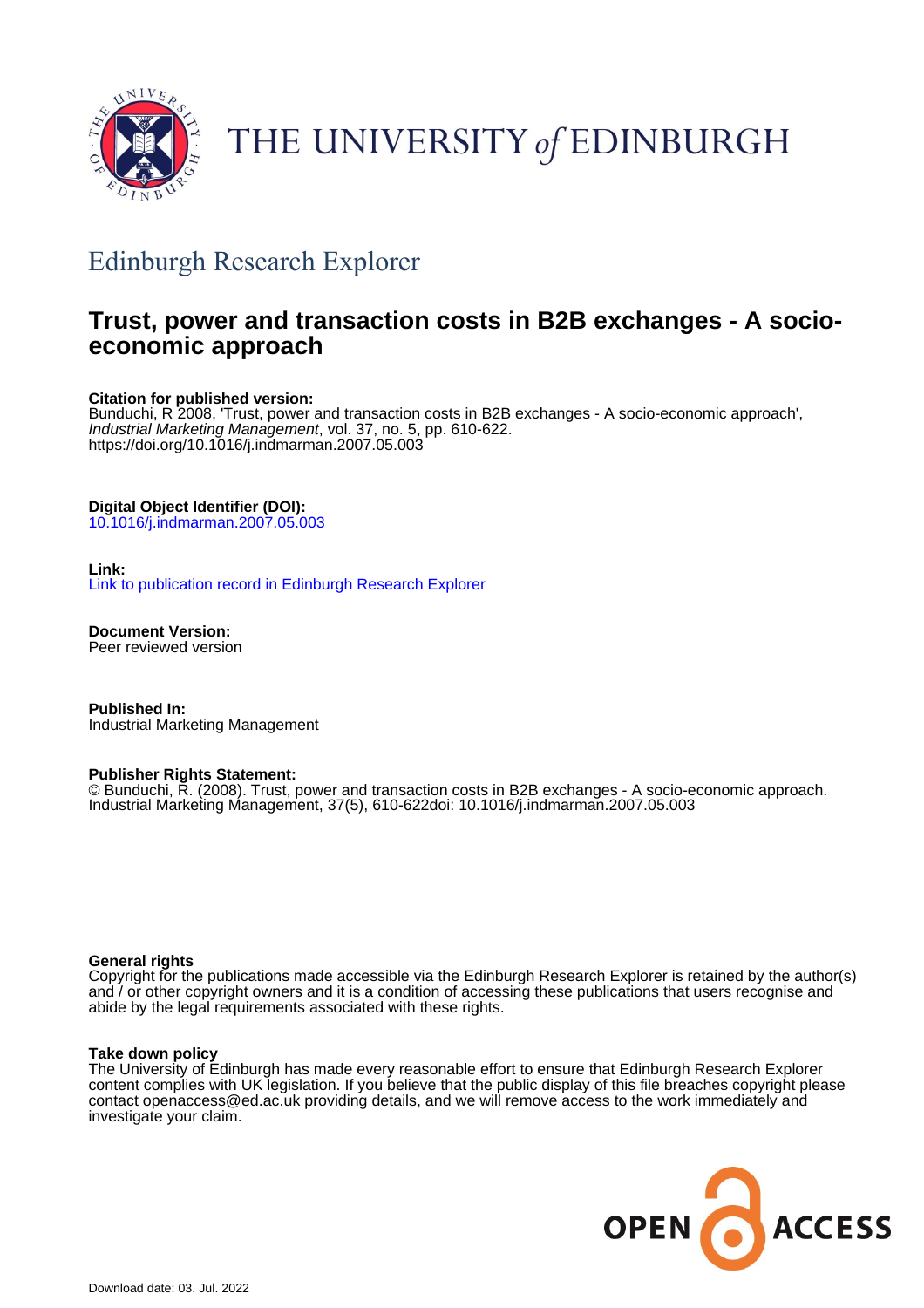THE UNIVERSITY *of* EDINBURGH

## Edinburgh Research Explorer

# Trust, power and transaction costs in B2B exchanges - A socio-economic approach

**Citation for published version:**
Bunduchi, R 2008, 'Trust, power and transaction costs in B2B exchanges - A socio-economic approach', *Industrial Marketing Management*, vol. 37, no. 5, pp. 610-622.
https://doi.org/10.1016/j.indmarman.2007.05.003

**Digital Object Identifier (DOI):**
10.1016/j.indmarman.2007.05.003

**Link:**
Link to publication record in Edinburgh Research Explorer

**Document Version:**
Peer reviewed version

**Published In:**
Industrial Marketing Management

**Publisher Rights Statement:**
© Bunduchi, R. (2008). Trust, power and transaction costs in B2B exchanges - A socio-economic approach. Industrial Marketing Management, 37(5), 610-622doi: 10.1016/j.indmarman.2007.05.003

**General rights**
Copyright for the publications made accessible via the Edinburgh Research Explorer is retained by the author(s) and / or other copyright owners and it is a condition of accessing these publications that users recognise and abide by the legal requirements associated with these rights.

**Take down policy**
The University of Edinburgh has made every reasonable effort to ensure that Edinburgh Research Explorer content complies with UK legislation. If you believe that the public display of this file breaches copyright please contact openaccess@ed.ac.uk providing details, and we will remove access to the work immediately and investigate your claim.

OPEN ACCESS

Download date: 03. Jul. 2022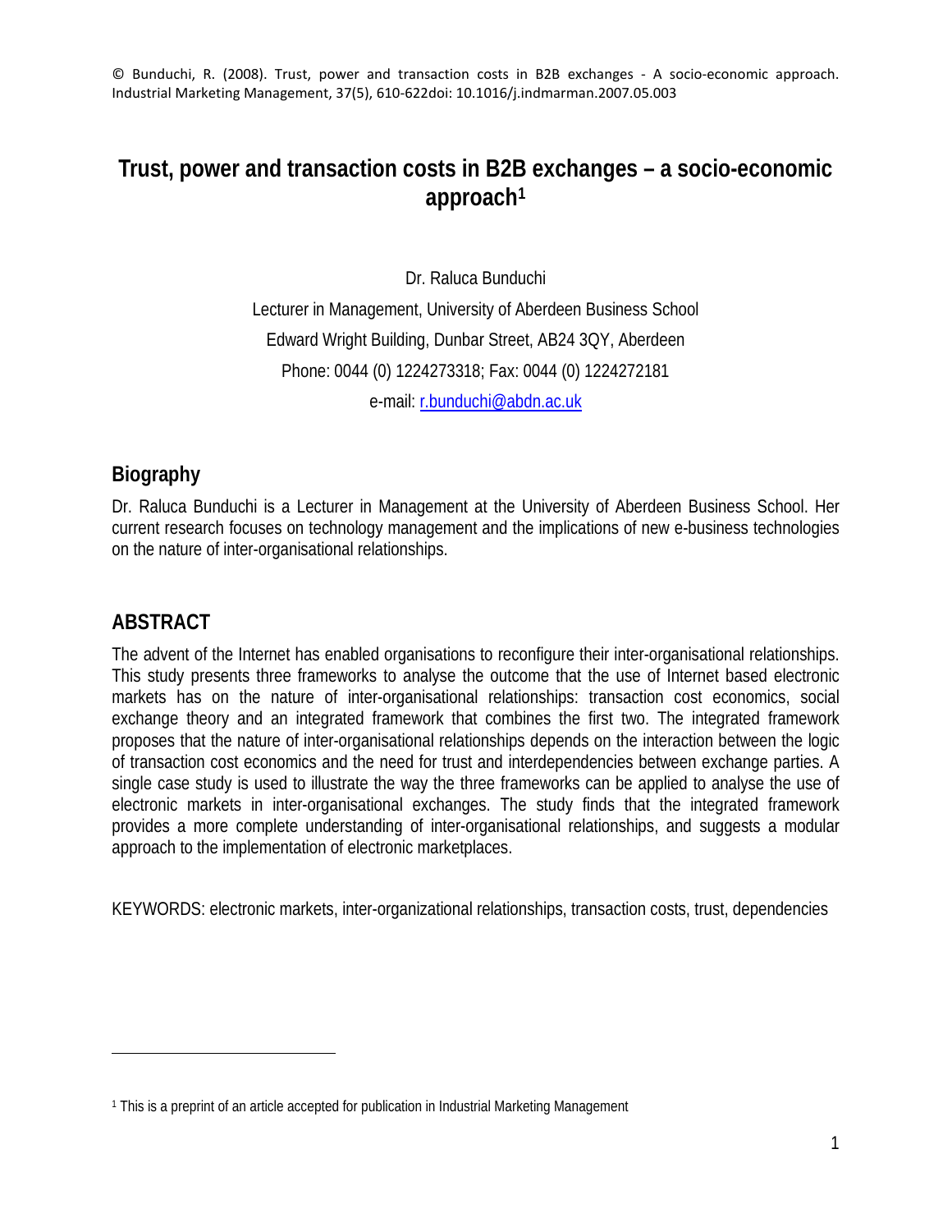© Bunduchi, R. (2008). Trust, power and transaction costs in B2B exchanges - A socio-economic approach. Industrial Marketing Management, 37(5), 610-622doi: 10.1016/j.indmarman.2007.05.003

# Trust, power and transaction costs in B2B exchanges – a socio-economic approach[1]

Dr. Raluca Bunduchi

Lecturer in Management, University of Aberdeen Business School

Edward Wright Building, Dunbar Street, AB24 3QY, Aberdeen

Phone: 0044 (0) 1224273318; Fax: 0044 (0) 1224272181

e-mail: r.bunduchi@abdn.ac.uk

## Biography

Dr. Raluca Bunduchi is a Lecturer in Management at the University of Aberdeen Business School. Her current research focuses on technology management and the implications of new e-business technologies on the nature of inter-organisational relationships.

## ABSTRACT

The advent of the Internet has enabled organisations to reconfigure their inter-organisational relationships. This study presents three frameworks to analyse the outcome that the use of Internet based electronic markets has on the nature of inter-organisational relationships: transaction cost economics, social exchange theory and an integrated framework that combines the first two. The integrated framework proposes that the nature of inter-organisational relationships depends on the interaction between the logic of transaction cost economics and the need for trust and interdependencies between exchange parties. A single case study is used to illustrate the way the three frameworks can be applied to analyse the use of electronic markets in inter-organisational exchanges. The study finds that the integrated framework provides a more complete understanding of inter-organisational relationships, and suggests a modular approach to the implementation of electronic marketplaces.

KEYWORDS: electronic markets, inter-organizational relationships, transaction costs, trust, dependencies

[1] This is a preprint of an article accepted for publication in Industrial Marketing Management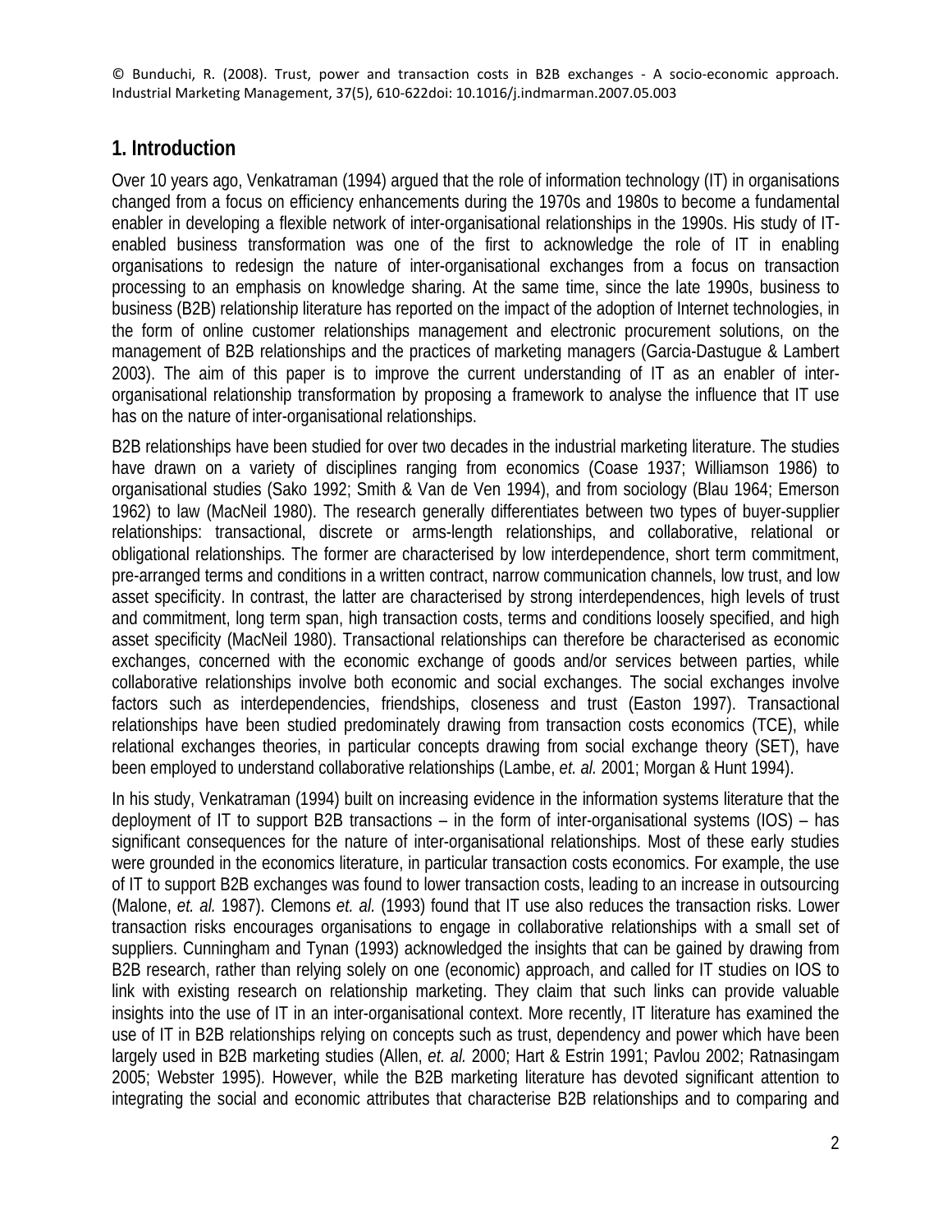# 1. Introduction

Over 10 years ago, Venkatraman (1994) argued that the role of information technology (IT) in organisations changed from a focus on efficiency enhancements during the 1970s and 1980s to become a fundamental enabler in developing a flexible network of inter-organisational relationships in the 1990s. His study of IT-enabled business transformation was one of the first to acknowledge the role of IT in enabling organisations to redesign the nature of inter-organisational exchanges from a focus on transaction processing to an emphasis on knowledge sharing. At the same time, since the late 1990s, business to business (B2B) relationship literature has reported on the impact of the adoption of Internet technologies, in the form of online customer relationships management and electronic procurement solutions, on the management of B2B relationships and the practices of marketing managers (Garcia-Dastugue & Lambert 2003). The aim of this paper is to improve the current understanding of IT as an enabler of inter-organisational relationship transformation by proposing a framework to analyse the influence that IT use has on the nature of inter-organisational relationships.

B2B relationships have been studied for over two decades in the industrial marketing literature. The studies have drawn on a variety of disciplines ranging from economics (Coase 1937; Williamson 1986) to organisational studies (Sako 1992; Smith & Van de Ven 1994), and from sociology (Blau 1964; Emerson 1962) to law (MacNeil 1980). The research generally differentiates between two types of buyer-supplier relationships: transactional, discrete or arms-length relationships, and collaborative, relational or obligational relationships. The former are characterised by low interdependence, short term commitment, pre-arranged terms and conditions in a written contract, narrow communication channels, low trust, and low asset specificity. In contrast, the latter are characterised by strong interdependences, high levels of trust and commitment, long term span, high transaction costs, terms and conditions loosely specified, and high asset specificity (MacNeil 1980). Transactional relationships can therefore be characterised as economic exchanges, concerned with the economic exchange of goods and/or services between parties, while collaborative relationships involve both economic and social exchanges. The social exchanges involve factors such as interdependencies, friendships, closeness and trust (Easton 1997). Transactional relationships have been studied predominately drawing from transaction costs economics (TCE), while relational exchanges theories, in particular concepts drawing from social exchange theory (SET), have been employed to understand collaborative relationships (Lambe, *et. al.* 2001; Morgan & Hunt 1994).

In his study, Venkatraman (1994) built on increasing evidence in the information systems literature that the deployment of IT to support B2B transactions – in the form of inter-organisational systems (IOS) – has significant consequences for the nature of inter-organisational relationships. Most of these early studies were grounded in the economics literature, in particular transaction costs economics. For example, the use of IT to support B2B exchanges was found to lower transaction costs, leading to an increase in outsourcing (Malone, *et. al.* 1987). Clemons *et. al.* (1993) found that IT use also reduces the transaction risks. Lower transaction risks encourages organisations to engage in collaborative relationships with a small set of suppliers. Cunningham and Tynan (1993) acknowledged the insights that can be gained by drawing from B2B research, rather than relying solely on one (economic) approach, and called for IT studies on IOS to link with existing research on relationship marketing. They claim that such links can provide valuable insights into the use of IT in an inter-organisational context. More recently, IT literature has examined the use of IT in B2B relationships relying on concepts such as trust, dependency and power which have been largely used in B2B marketing studies (Allen, *et. al.* 2000; Hart & Estrin 1991; Pavlou 2002; Ratnasingam 2005; Webster 1995). However, while the B2B marketing literature has devoted significant attention to integrating the social and economic attributes that characterise B2B relationships and to comparing and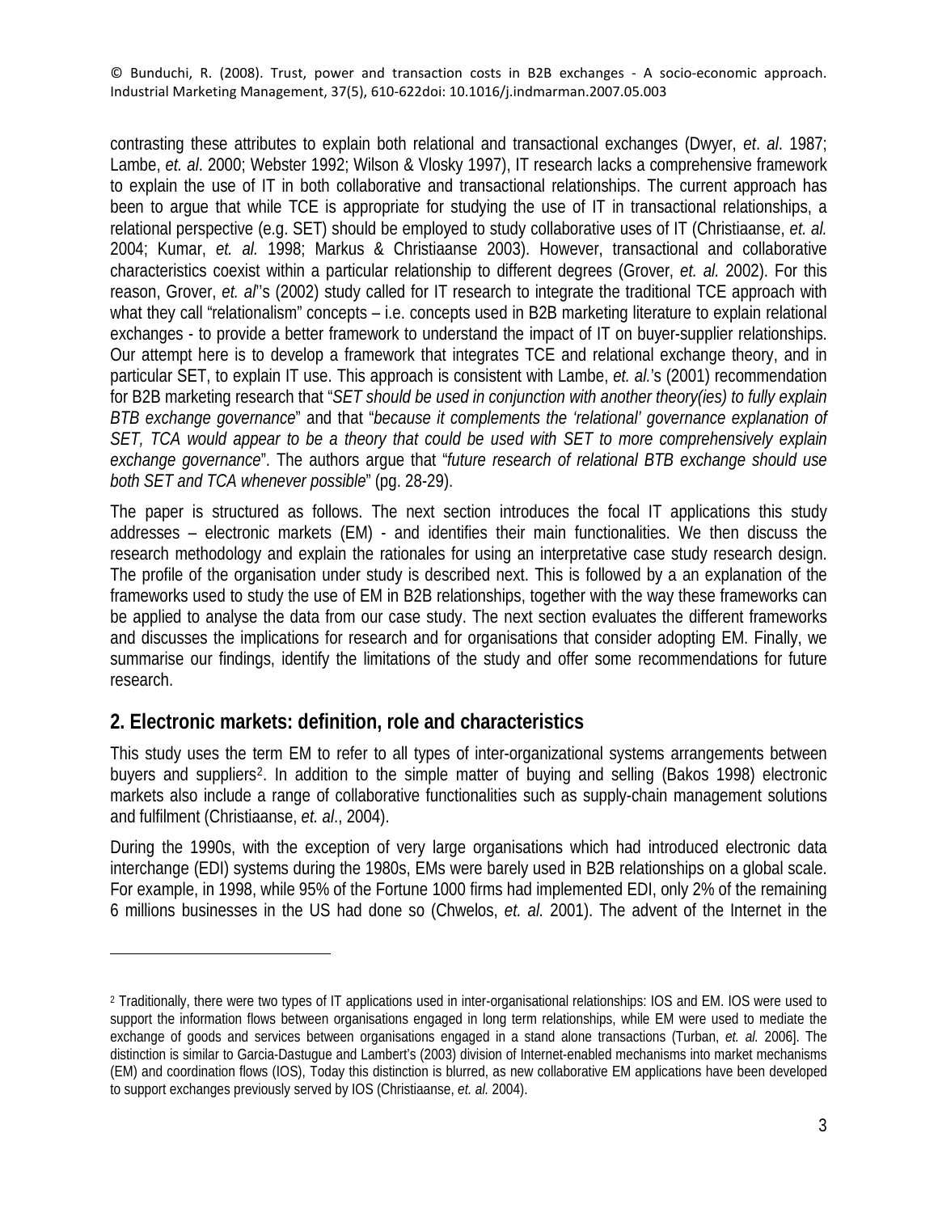contrasting these attributes to explain both relational and transactional exchanges (Dwyer, *et*. *al*. 1987; Lambe, *et. al*. 2000; Webster 1992; Wilson & Vlosky 1997), IT research lacks a comprehensive framework to explain the use of IT in both collaborative and transactional relationships. The current approach has been to argue that while TCE is appropriate for studying the use of IT in transactional relationships, a relational perspective (e.g. SET) should be employed to study collaborative uses of IT (Christiaanse, *et. al.* 2004; Kumar, *et. al.* 1998; Markus & Christiaanse 2003). However, transactional and collaborative characteristics coexist within a particular relationship to different degrees (Grover, *et. al.* 2002). For this reason, Grover, *et. al*"s (2002) study called for IT research to integrate the traditional TCE approach with what they call "relationalism" concepts – i.e. concepts used in B2B marketing literature to explain relational exchanges - to provide a better framework to understand the impact of IT on buyer-supplier relationships. Our attempt here is to develop a framework that integrates TCE and relational exchange theory, and in particular SET, to explain IT use. This approach is consistent with Lambe, *et. al.*'s (2001) recommendation for B2B marketing research that "*SET should be used in conjunction with another theory(ies) to fully explain BTB exchange governance*" and that "*because it complements the 'relational' governance explanation of SET, TCA would appear to be a theory that could be used with SET to more comprehensively explain exchange governance*". The authors argue that "*future research of relational BTB exchange should use both SET and TCA whenever possible*" (pg. 28-29).

The paper is structured as follows. The next section introduces the focal IT applications this study addresses – electronic markets (EM) - and identifies their main functionalities. We then discuss the research methodology and explain the rationales for using an interpretative case study research design. The profile of the organisation under study is described next. This is followed by a an explanation of the frameworks used to study the use of EM in B2B relationships, together with the way these frameworks can be applied to analyse the data from our case study. The next section evaluates the different frameworks and discusses the implications for research and for organisations that consider adopting EM. Finally, we summarise our findings, identify the limitations of the study and offer some recommendations for future research.

## 2. Electronic markets: definition, role and characteristics

This study uses the term EM to refer to all types of inter-organizational systems arrangements between buyers and suppliers[2]. In addition to the simple matter of buying and selling (Bakos 1998) electronic markets also include a range of collaborative functionalities such as supply-chain management solutions and fulfilment (Christiaanse, *et. al*., 2004).

During the 1990s, with the exception of very large organisations which had introduced electronic data interchange (EDI) systems during the 1980s, EMs were barely used in B2B relationships on a global scale. For example, in 1998, while 95% of the Fortune 1000 firms had implemented EDI, only 2% of the remaining 6 millions businesses in the US had done so (Chwelos, *et. al.* 2001). The advent of the Internet in the

---

[2] Traditionally, there were two types of IT applications used in inter-organisational relationships: IOS and EM. IOS were used to support the information flows between organisations engaged in long term relationships, while EM were used to mediate the exchange of goods and services between organisations engaged in a stand alone transactions (Turban, *et. al.* 2006]. The distinction is similar to Garcia-Dastugue and Lambert's (2003) division of Internet-enabled mechanisms into market mechanisms (EM) and coordination flows (IOS), Today this distinction is blurred, as new collaborative EM applications have been developed to support exchanges previously served by IOS (Christiaanse, *et. al.* 2004).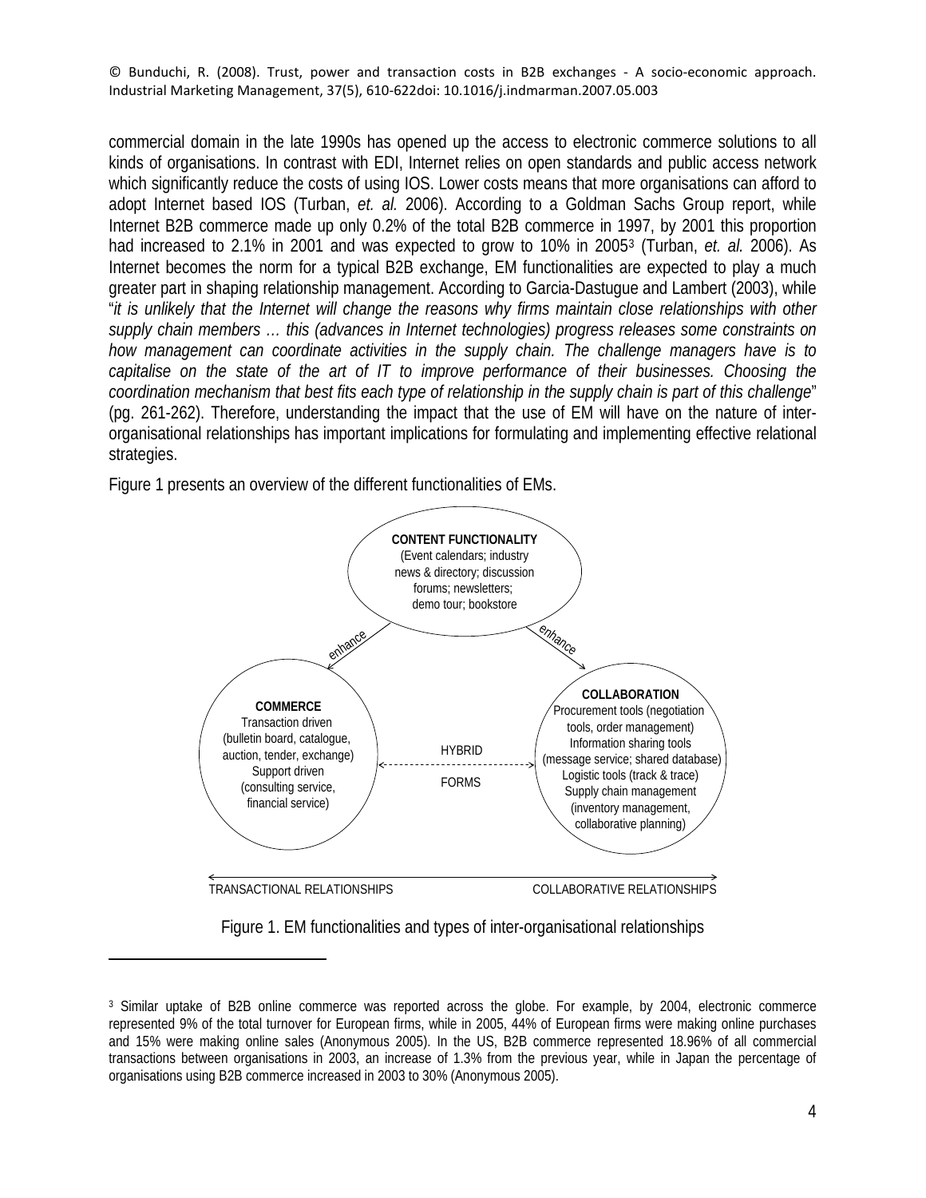commercial domain in the late 1990s has opened up the access to electronic commerce solutions to all kinds of organisations. In contrast with EDI, Internet relies on open standards and public access network which significantly reduce the costs of using IOS. Lower costs means that more organisations can afford to adopt Internet based IOS (Turban, *et. al.* 2006). According to a Goldman Sachs Group report, while Internet B2B commerce made up only 0.2% of the total B2B commerce in 1997, by 2001 this proportion had increased to 2.1% in 2001 and was expected to grow to 10% in 2005[3] (Turban, *et. al.* 2006). As Internet becomes the norm for a typical B2B exchange, EM functionalities are expected to play a much greater part in shaping relationship management. According to Garcia-Dastugue and Lambert (2003), while "*it is unlikely that the Internet will change the reasons why firms maintain close relationships with other supply chain members … this (advances in Internet technologies) progress releases some constraints on how management can coordinate activities in the supply chain. The challenge managers have is to capitalise on the state of the art of IT to improve performance of their businesses. Choosing the coordination mechanism that best fits each type of relationship in the supply chain is part of this challenge*" (pg. 261-262). Therefore, understanding the impact that the use of EM will have on the nature of inter-organisational relationships has important implications for formulating and implementing effective relational strategies.

Figure 1 presents an overview of the different functionalities of EMs.

Figure 1. EM functionalities and types of inter-organisational relationships

[3] Similar uptake of B2B online commerce was reported across the globe. For example, by 2004, electronic commerce represented 9% of the total turnover for European firms, while in 2005, 44% of European firms were making online purchases and 15% were making online sales (Anonymous 2005). In the US, B2B commerce represented 18.96% of all commercial transactions between organisations in 2003, an increase of 1.3% from the previous year, while in Japan the percentage of organisations using B2B commerce increased in 2003 to 30% (Anonymous 2005).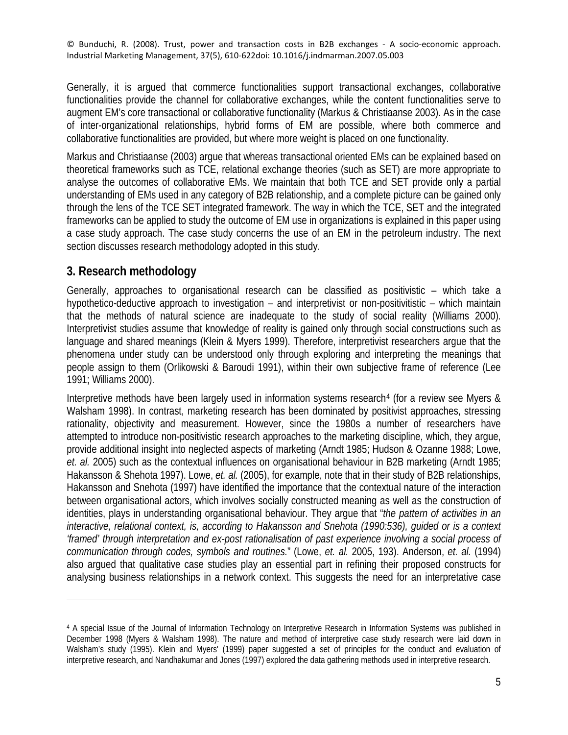Generally, it is argued that commerce functionalities support transactional exchanges, collaborative functionalities provide the channel for collaborative exchanges, while the content functionalities serve to augment EM's core transactional or collaborative functionality (Markus & Christiaanse 2003). As in the case of inter-organizational relationships, hybrid forms of EM are possible, where both commerce and collaborative functionalities are provided, but where more weight is placed on one functionality.

Markus and Christiaanse (2003) argue that whereas transactional oriented EMs can be explained based on theoretical frameworks such as TCE, relational exchange theories (such as SET) are more appropriate to analyse the outcomes of collaborative EMs. We maintain that both TCE and SET provide only a partial understanding of EMs used in any category of B2B relationship, and a complete picture can be gained only through the lens of the TCE SET integrated framework. The way in which the TCE, SET and the integrated frameworks can be applied to study the outcome of EM use in organizations is explained in this paper using a case study approach. The case study concerns the use of an EM in the petroleum industry. The next section discusses research methodology adopted in this study.

## 3. Research methodology

Generally, approaches to organisational research can be classified as positivistic – which take a hypothetico-deductive approach to investigation – and interpretivist or non-positivitistic – which maintain that the methods of natural science are inadequate to the study of social reality (Williams 2000). Interpretivist studies assume that knowledge of reality is gained only through social constructions such as language and shared meanings (Klein & Myers 1999). Therefore, interpretivist researchers argue that the phenomena under study can be understood only through exploring and interpreting the meanings that people assign to them (Orlikowski & Baroudi 1991), within their own subjective frame of reference (Lee 1991; Williams 2000).

Interpretive methods have been largely used in information systems research[4] (for a review see Myers & Walsham 1998). In contrast, marketing research has been dominated by positivist approaches, stressing rationality, objectivity and measurement. However, since the 1980s a number of researchers have attempted to introduce non-positivistic research approaches to the marketing discipline, which, they argue, provide additional insight into neglected aspects of marketing (Arndt 1985; Hudson & Ozanne 1988; Lowe, *et. al.* 2005) such as the contextual influences on organisational behaviour in B2B marketing (Arndt 1985; Hakansson & Shehota 1997). Lowe, *et. al.* (2005), for example, note that in their study of B2B relationships, Hakansson and Snehota (1997) have identified the importance that the contextual nature of the interaction between organisational actors, which involves socially constructed meaning as well as the construction of identities, plays in understanding organisational behaviour. They argue that "*the pattern of activities in an interactive, relational context, is, according to Hakansson and Snehota (1990:536), guided or is a context 'framed' through interpretation and ex-post rationalisation of past experience involving a social process of communication through codes, symbols and routines.*" (Lowe, *et. al.* 2005, 193). Anderson, *et. al.* (1994) also argued that qualitative case studies play an essential part in refining their proposed constructs for analysing business relationships in a network context. This suggests the need for an interpretative case

[4] A special Issue of the Journal of Information Technology on Interpretive Research in Information Systems was published in December 1998 (Myers & Walsham 1998). The nature and method of interpretive case study research were laid down in Walsham's study (1995). Klein and Myers' (1999) paper suggested a set of principles for the conduct and evaluation of interpretive research, and Nandhakumar and Jones (1997) explored the data gathering methods used in interpretive research.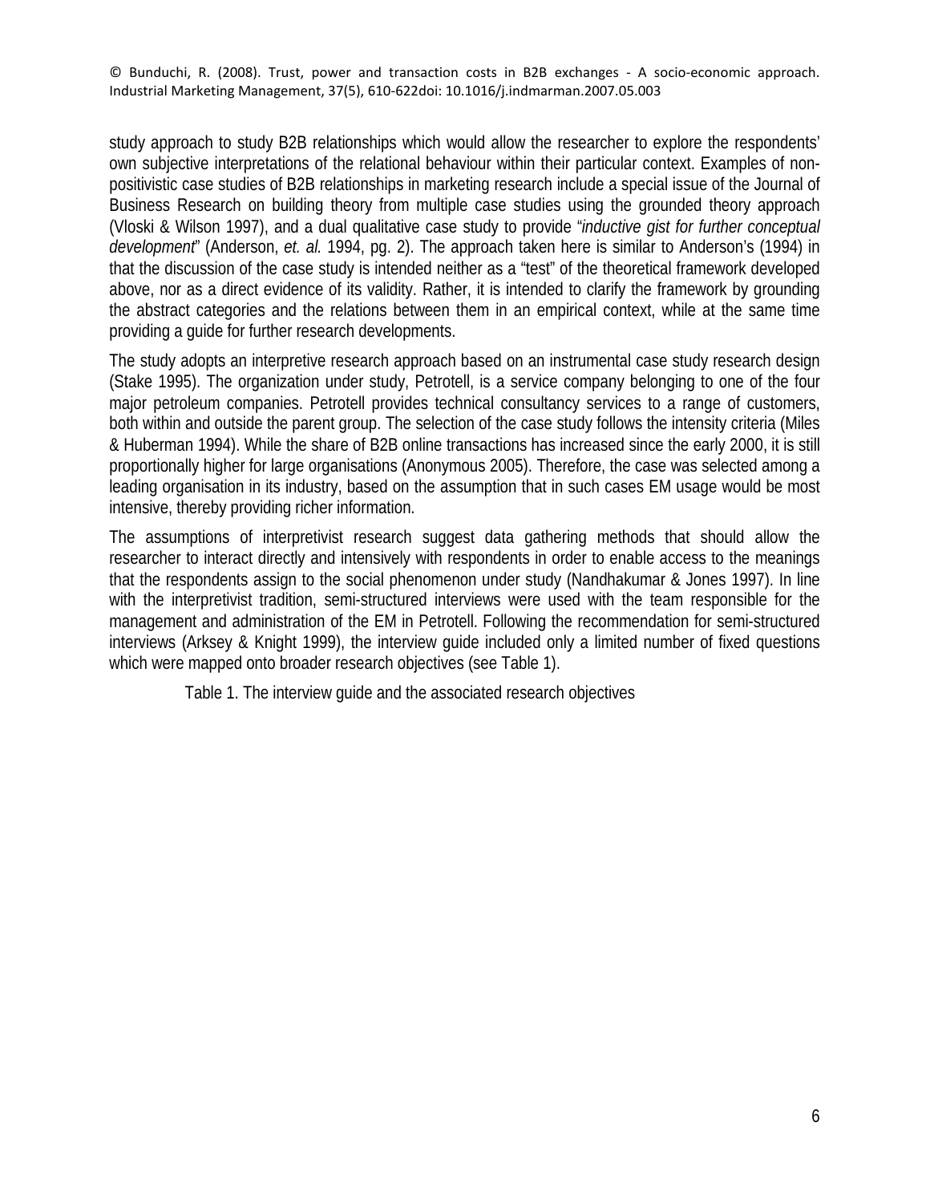study approach to study B2B relationships which would allow the researcher to explore the respondents' own subjective interpretations of the relational behaviour within their particular context. Examples of non-positivistic case studies of B2B relationships in marketing research include a special issue of the Journal of Business Research on building theory from multiple case studies using the grounded theory approach (Vloski & Wilson 1997), and a dual qualitative case study to provide "*inductive gist for further conceptual development*" (Anderson, *et. al.* 1994, pg. 2). The approach taken here is similar to Anderson's (1994) in that the discussion of the case study is intended neither as a "test" of the theoretical framework developed above, nor as a direct evidence of its validity. Rather, it is intended to clarify the framework by grounding the abstract categories and the relations between them in an empirical context, while at the same time providing a guide for further research developments.

The study adopts an interpretive research approach based on an instrumental case study research design (Stake 1995). The organization under study, Petrotell, is a service company belonging to one of the four major petroleum companies. Petrotell provides technical consultancy services to a range of customers, both within and outside the parent group. The selection of the case study follows the intensity criteria (Miles & Huberman 1994). While the share of B2B online transactions has increased since the early 2000, it is still proportionally higher for large organisations (Anonymous 2005). Therefore, the case was selected among a leading organisation in its industry, based on the assumption that in such cases EM usage would be most intensive, thereby providing richer information.

The assumptions of interpretivist research suggest data gathering methods that should allow the researcher to interact directly and intensively with respondents in order to enable access to the meanings that the respondents assign to the social phenomenon under study (Nandhakumar & Jones 1997). In line with the interpretivist tradition, semi-structured interviews were used with the team responsible for the management and administration of the EM in Petrotell. Following the recommendation for semi-structured interviews (Arksey & Knight 1999), the interview guide included only a limited number of fixed questions which were mapped onto broader research objectives (see Table 1).

Table 1. The interview guide and the associated research objectives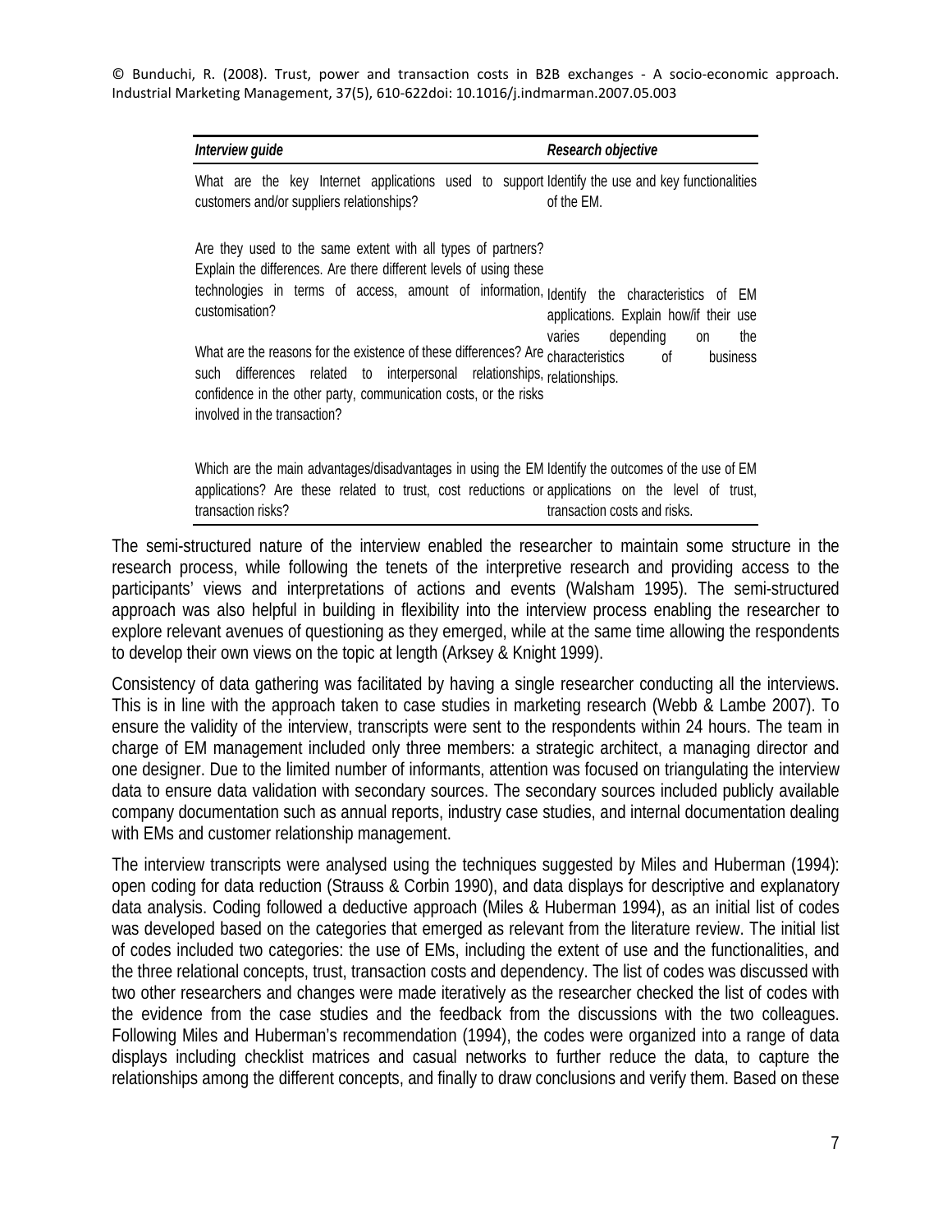| *Interview guide* | *Research objective* |
|---|---|
| What are the key Internet applications used to support customers and/or suppliers relationships? | Identify the use and key functionalities of the EM. |
| Are they used to the same extent with all types of partners? Explain the differences. Are there different levels of using these technologies in terms of access, amount of information, customisation?<br><br>What are the reasons for the existence of these differences? Are such differences related to interpersonal relationships, confidence in the other party, communication costs, or the risks involved in the transaction? | Identify the characteristics of EM applications. Explain how/if their use varies depending on the characteristics of business relationships. |
| Which are the main advantages/disadvantages in using the EM applications? Are these related to trust, cost reductions or transaction risks? | Identify the outcomes of the use of EM applications on the level of trust, transaction costs and risks. |

The semi-structured nature of the interview enabled the researcher to maintain some structure in the research process, while following the tenets of the interpretive research and providing access to the participants' views and interpretations of actions and events (Walsham 1995). The semi-structured approach was also helpful in building in flexibility into the interview process enabling the researcher to explore relevant avenues of questioning as they emerged, while at the same time allowing the respondents to develop their own views on the topic at length (Arksey & Knight 1999).

Consistency of data gathering was facilitated by having a single researcher conducting all the interviews. This is in line with the approach taken to case studies in marketing research (Webb & Lambe 2007). To ensure the validity of the interview, transcripts were sent to the respondents within 24 hours. The team in charge of EM management included only three members: a strategic architect, a managing director and one designer. Due to the limited number of informants, attention was focused on triangulating the interview data to ensure data validation with secondary sources. The secondary sources included publicly available company documentation such as annual reports, industry case studies, and internal documentation dealing with EMs and customer relationship management.

The interview transcripts were analysed using the techniques suggested by Miles and Huberman (1994): open coding for data reduction (Strauss & Corbin 1990), and data displays for descriptive and explanatory data analysis. Coding followed a deductive approach (Miles & Huberman 1994), as an initial list of codes was developed based on the categories that emerged as relevant from the literature review. The initial list of codes included two categories: the use of EMs, including the extent of use and the functionalities, and the three relational concepts, trust, transaction costs and dependency. The list of codes was discussed with two other researchers and changes were made iteratively as the researcher checked the list of codes with the evidence from the case studies and the feedback from the discussions with the two colleagues. Following Miles and Huberman's recommendation (1994), the codes were organized into a range of data displays including checklist matrices and casual networks to further reduce the data, to capture the relationships among the different concepts, and finally to draw conclusions and verify them. Based on these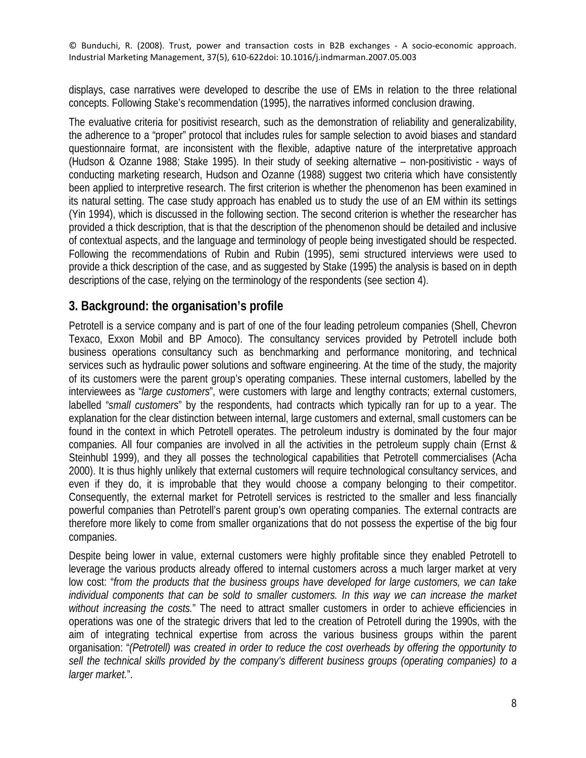displays, case narratives were developed to describe the use of EMs in relation to the three relational concepts. Following Stake's recommendation (1995), the narratives informed conclusion drawing.

The evaluative criteria for positivist research, such as the demonstration of reliability and generalizability, the adherence to a "proper" protocol that includes rules for sample selection to avoid biases and standard questionnaire format, are inconsistent with the flexible, adaptive nature of the interpretative approach (Hudson & Ozanne 1988; Stake 1995). In their study of seeking alternative – non-positivistic - ways of conducting marketing research, Hudson and Ozanne (1988) suggest two criteria which have consistently been applied to interpretive research. The first criterion is whether the phenomenon has been examined in its natural setting. The case study approach has enabled us to study the use of an EM within its settings (Yin 1994), which is discussed in the following section. The second criterion is whether the researcher has provided a thick description, that is that the description of the phenomenon should be detailed and inclusive of contextual aspects, and the language and terminology of people being investigated should be respected. Following the recommendations of Rubin and Rubin (1995), semi structured interviews were used to provide a thick description of the case, and as suggested by Stake (1995) the analysis is based on in depth descriptions of the case, relying on the terminology of the respondents (see section 4).

## 3. Background: the organisation's profile

Petrotell is a service company and is part of one of the four leading petroleum companies (Shell, Chevron Texaco, Exxon Mobil and BP Amoco). The consultancy services provided by Petrotell include both business operations consultancy such as benchmarking and performance monitoring, and technical services such as hydraulic power solutions and software engineering. At the time of the study, the majority of its customers were the parent group's operating companies. These internal customers, labelled by the interviewees as "*large customers*", were customers with large and lengthy contracts; external customers, labelled "*small customers*" by the respondents, had contracts which typically ran for up to a year. The explanation for the clear distinction between internal, large customers and external, small customers can be found in the context in which Petrotell operates. The petroleum industry is dominated by the four major companies. All four companies are involved in all the activities in the petroleum supply chain (Ernst & Steinhubl 1999), and they all posses the technological capabilities that Petrotell commercialises (Acha 2000). It is thus highly unlikely that external customers will require technological consultancy services, and even if they do, it is improbable that they would choose a company belonging to their competitor. Consequently, the external market for Petrotell services is restricted to the smaller and less financially powerful companies than Petrotell's parent group's own operating companies. The external contracts are therefore more likely to come from smaller organizations that do not possess the expertise of the big four companies.

Despite being lower in value, external customers were highly profitable since they enabled Petrotell to leverage the various products already offered to internal customers across a much larger market at very low cost: "*from the products that the business groups have developed for large customers, we can take individual components that can be sold to smaller customers. In this way we can increase the market without increasing the costs.*" The need to attract smaller customers in order to achieve efficiencies in operations was one of the strategic drivers that led to the creation of Petrotell during the 1990s, with the aim of integrating technical expertise from across the various business groups within the parent organisation: "*(Petrotell) was created in order to reduce the cost overheads by offering the opportunity to sell the technical skills provided by the company's different business groups (operating companies) to a larger market.*".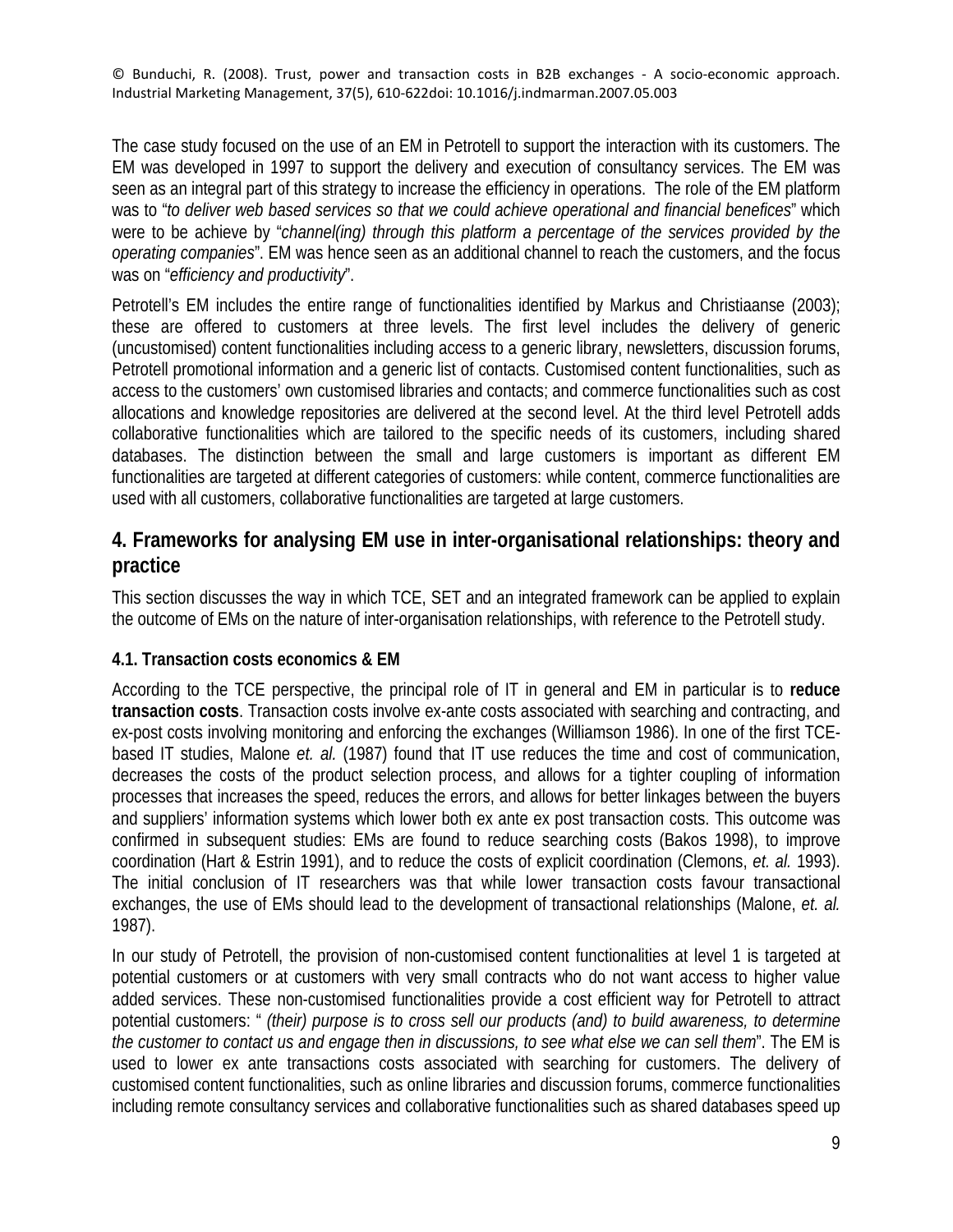The case study focused on the use of an EM in Petrotell to support the interaction with its customers. The EM was developed in 1997 to support the delivery and execution of consultancy services. The EM was seen as an integral part of this strategy to increase the efficiency in operations. The role of the EM platform was to "*to deliver web based services so that we could achieve operational and financial benefices*" which were to be achieve by "*channel(ing) through this platform a percentage of the services provided by the operating companies*". EM was hence seen as an additional channel to reach the customers, and the focus was on "*efficiency and productivity*".

Petrotell's EM includes the entire range of functionalities identified by Markus and Christiaanse (2003); these are offered to customers at three levels. The first level includes the delivery of generic (uncustomised) content functionalities including access to a generic library, newsletters, discussion forums, Petrotell promotional information and a generic list of contacts. Customised content functionalities, such as access to the customers' own customised libraries and contacts; and commerce functionalities such as cost allocations and knowledge repositories are delivered at the second level. At the third level Petrotell adds collaborative functionalities which are tailored to the specific needs of its customers, including shared databases. The distinction between the small and large customers is important as different EM functionalities are targeted at different categories of customers: while content, commerce functionalities are used with all customers, collaborative functionalities are targeted at large customers.

## 4. Frameworks for analysing EM use in inter-organisational relationships: theory and practice

This section discusses the way in which TCE, SET and an integrated framework can be applied to explain the outcome of EMs on the nature of inter-organisation relationships, with reference to the Petrotell study.

### 4.1. Transaction costs economics & EM

According to the TCE perspective, the principal role of IT in general and EM in particular is to **reduce transaction costs**. Transaction costs involve ex-ante costs associated with searching and contracting, and ex-post costs involving monitoring and enforcing the exchanges (Williamson 1986). In one of the first TCE-based IT studies, Malone *et. al.* (1987) found that IT use reduces the time and cost of communication, decreases the costs of the product selection process, and allows for a tighter coupling of information processes that increases the speed, reduces the errors, and allows for better linkages between the buyers and suppliers' information systems which lower both ex ante ex post transaction costs. This outcome was confirmed in subsequent studies: EMs are found to reduce searching costs (Bakos 1998), to improve coordination (Hart & Estrin 1991), and to reduce the costs of explicit coordination (Clemons, *et. al.* 1993). The initial conclusion of IT researchers was that while lower transaction costs favour transactional exchanges, the use of EMs should lead to the development of transactional relationships (Malone, *et. al.* 1987).

In our study of Petrotell, the provision of non-customised content functionalities at level 1 is targeted at potential customers or at customers with very small contracts who do not want access to higher value added services. These non-customised functionalities provide a cost efficient way for Petrotell to attract potential customers: " *(their) purpose is to cross sell our products (and) to build awareness, to determine the customer to contact us and engage then in discussions, to see what else we can sell them*". The EM is used to lower ex ante transactions costs associated with searching for customers. The delivery of customised content functionalities, such as online libraries and discussion forums, commerce functionalities including remote consultancy services and collaborative functionalities such as shared databases speed up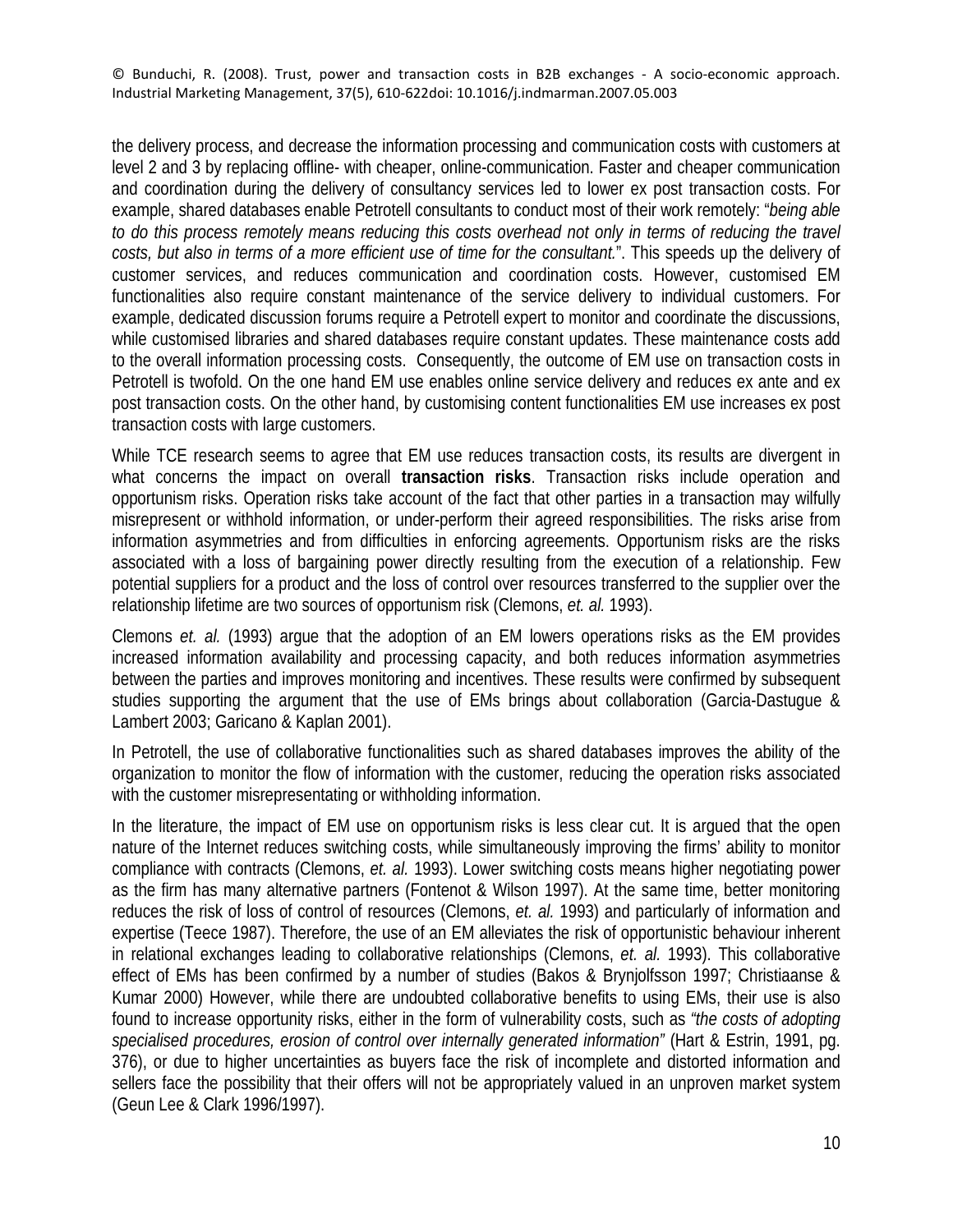the delivery process, and decrease the information processing and communication costs with customers at level 2 and 3 by replacing offline- with cheaper, online-communication. Faster and cheaper communication and coordination during the delivery of consultancy services led to lower ex post transaction costs. For example, shared databases enable Petrotell consultants to conduct most of their work remotely: "*being able to do this process remotely means reducing this costs overhead not only in terms of reducing the travel costs, but also in terms of a more efficient use of time for the consultant.*". This speeds up the delivery of customer services, and reduces communication and coordination costs. However, customised EM functionalities also require constant maintenance of the service delivery to individual customers. For example, dedicated discussion forums require a Petrotell expert to monitor and coordinate the discussions, while customised libraries and shared databases require constant updates. These maintenance costs add to the overall information processing costs. Consequently, the outcome of EM use on transaction costs in Petrotell is twofold. On the one hand EM use enables online service delivery and reduces ex ante and ex post transaction costs. On the other hand, by customising content functionalities EM use increases ex post transaction costs with large customers.

While TCE research seems to agree that EM use reduces transaction costs, its results are divergent in what concerns the impact on overall **transaction risks**. Transaction risks include operation and opportunism risks. Operation risks take account of the fact that other parties in a transaction may wilfully misrepresent or withhold information, or under-perform their agreed responsibilities. The risks arise from information asymmetries and from difficulties in enforcing agreements. Opportunism risks are the risks associated with a loss of bargaining power directly resulting from the execution of a relationship. Few potential suppliers for a product and the loss of control over resources transferred to the supplier over the relationship lifetime are two sources of opportunism risk (Clemons, *et. al.* 1993).

Clemons *et. al.* (1993) argue that the adoption of an EM lowers operations risks as the EM provides increased information availability and processing capacity, and both reduces information asymmetries between the parties and improves monitoring and incentives. These results were confirmed by subsequent studies supporting the argument that the use of EMs brings about collaboration (Garcia-Dastugue & Lambert 2003; Garicano & Kaplan 2001).

In Petrotell, the use of collaborative functionalities such as shared databases improves the ability of the organization to monitor the flow of information with the customer, reducing the operation risks associated with the customer misrepresentating or withholding information.

In the literature, the impact of EM use on opportunism risks is less clear cut. It is argued that the open nature of the Internet reduces switching costs, while simultaneously improving the firms' ability to monitor compliance with contracts (Clemons, *et. al.* 1993). Lower switching costs means higher negotiating power as the firm has many alternative partners (Fontenot & Wilson 1997). At the same time, better monitoring reduces the risk of loss of control of resources (Clemons, *et. al.* 1993) and particularly of information and expertise (Teece 1987). Therefore, the use of an EM alleviates the risk of opportunistic behaviour inherent in relational exchanges leading to collaborative relationships (Clemons, *et. al.* 1993). This collaborative effect of EMs has been confirmed by a number of studies (Bakos & Brynjolfsson 1997; Christiaanse & Kumar 2000) However, while there are undoubted collaborative benefits to using EMs, their use is also found to increase opportunity risks, either in the form of vulnerability costs, such as *"the costs of adopting specialised procedures, erosion of control over internally generated information"* (Hart & Estrin, 1991, pg. 376), or due to higher uncertainties as buyers face the risk of incomplete and distorted information and sellers face the possibility that their offers will not be appropriately valued in an unproven market system (Geun Lee & Clark 1996/1997).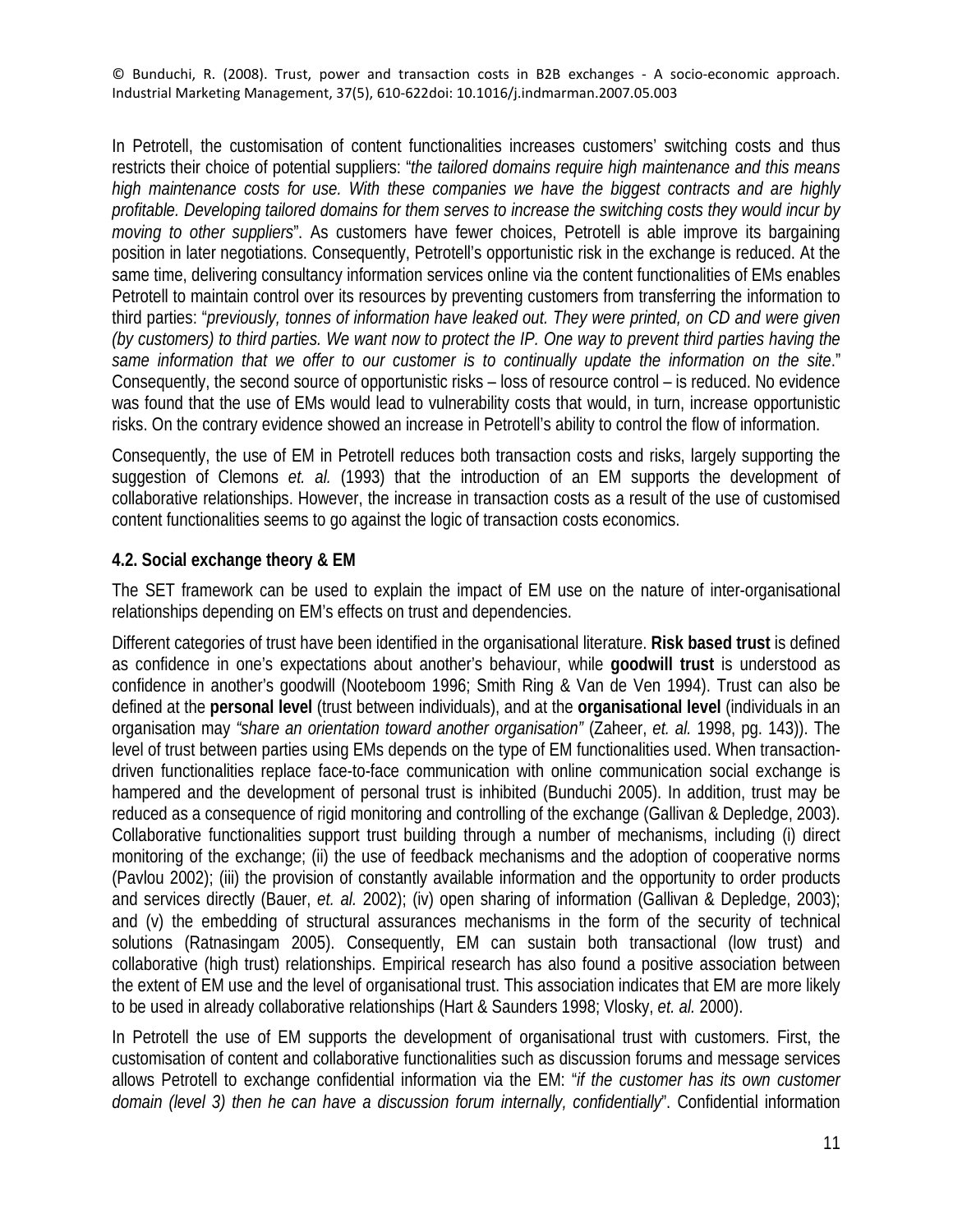In Petrotell, the customisation of content functionalities increases customers' switching costs and thus restricts their choice of potential suppliers: "*the tailored domains require high maintenance and this means high maintenance costs for use. With these companies we have the biggest contracts and are highly profitable. Developing tailored domains for them serves to increase the switching costs they would incur by moving to other suppliers*". As customers have fewer choices, Petrotell is able improve its bargaining position in later negotiations. Consequently, Petrotell's opportunistic risk in the exchange is reduced. At the same time, delivering consultancy information services online via the content functionalities of EMs enables Petrotell to maintain control over its resources by preventing customers from transferring the information to third parties: "*previously, tonnes of information have leaked out. They were printed, on CD and were given (by customers) to third parties. We want now to protect the IP. One way to prevent third parties having the same information that we offer to our customer is to continually update the information on the site*." Consequently, the second source of opportunistic risks – loss of resource control – is reduced. No evidence was found that the use of EMs would lead to vulnerability costs that would, in turn, increase opportunistic risks. On the contrary evidence showed an increase in Petrotell's ability to control the flow of information.

Consequently, the use of EM in Petrotell reduces both transaction costs and risks, largely supporting the suggestion of Clemons *et. al.* (1993) that the introduction of an EM supports the development of collaborative relationships. However, the increase in transaction costs as a result of the use of customised content functionalities seems to go against the logic of transaction costs economics.

### 4.2. Social exchange theory & EM

The SET framework can be used to explain the impact of EM use on the nature of inter-organisational relationships depending on EM's effects on trust and dependencies.

Different categories of trust have been identified in the organisational literature. **Risk based trust** is defined as confidence in one's expectations about another's behaviour, while **goodwill trust** is understood as confidence in another's goodwill (Nooteboom 1996; Smith Ring & Van de Ven 1994). Trust can also be defined at the **personal level** (trust between individuals), and at the **organisational level** (individuals in an organisation may *"share an orientation toward another organisation"* (Zaheer, *et. al.* 1998, pg. 143)). The level of trust between parties using EMs depends on the type of EM functionalities used. When transaction-driven functionalities replace face-to-face communication with online communication social exchange is hampered and the development of personal trust is inhibited (Bunduchi 2005). In addition, trust may be reduced as a consequence of rigid monitoring and controlling of the exchange (Gallivan & Depledge, 2003). Collaborative functionalities support trust building through a number of mechanisms, including (i) direct monitoring of the exchange; (ii) the use of feedback mechanisms and the adoption of cooperative norms (Pavlou 2002); (iii) the provision of constantly available information and the opportunity to order products and services directly (Bauer, *et. al.* 2002); (iv) open sharing of information (Gallivan & Depledge, 2003); and (v) the embedding of structural assurances mechanisms in the form of the security of technical solutions (Ratnasingam 2005). Consequently, EM can sustain both transactional (low trust) and collaborative (high trust) relationships. Empirical research has also found a positive association between the extent of EM use and the level of organisational trust. This association indicates that EM are more likely to be used in already collaborative relationships (Hart & Saunders 1998; Vlosky, *et. al.* 2000).

In Petrotell the use of EM supports the development of organisational trust with customers. First, the customisation of content and collaborative functionalities such as discussion forums and message services allows Petrotell to exchange confidential information via the EM: "*if the customer has its own customer domain (level 3) then he can have a discussion forum internally, confidentially*". Confidential information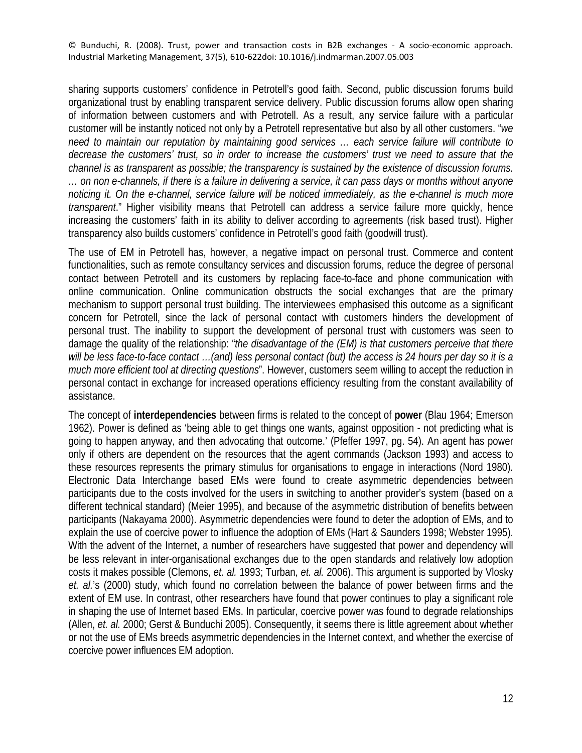sharing supports customers' confidence in Petrotell's good faith. Second, public discussion forums build organizational trust by enabling transparent service delivery. Public discussion forums allow open sharing of information between customers and with Petrotell. As a result, any service failure with a particular customer will be instantly noticed not only by a Petrotell representative but also by all other customers. "*we need to maintain our reputation by maintaining good services … each service failure will contribute to decrease the customers' trust, so in order to increase the customers' trust we need to assure that the channel is as transparent as possible; the transparency is sustained by the existence of discussion forums. … on non e-channels, if there is a failure in delivering a service, it can pass days or months without anyone noticing it. On the e-channel, service failure will be noticed immediately, as the e-channel is much more transparent*." Higher visibility means that Petrotell can address a service failure more quickly, hence increasing the customers' faith in its ability to deliver according to agreements (risk based trust). Higher transparency also builds customers' confidence in Petrotell's good faith (goodwill trust).

The use of EM in Petrotell has, however, a negative impact on personal trust. Commerce and content functionalities, such as remote consultancy services and discussion forums, reduce the degree of personal contact between Petrotell and its customers by replacing face-to-face and phone communication with online communication. Online communication obstructs the social exchanges that are the primary mechanism to support personal trust building. The interviewees emphasised this outcome as a significant concern for Petrotell, since the lack of personal contact with customers hinders the development of personal trust. The inability to support the development of personal trust with customers was seen to damage the quality of the relationship: "*the disadvantage of the (EM) is that customers perceive that there will be less face-to-face contact …(and) less personal contact (but) the access is 24 hours per day so it is a much more efficient tool at directing questions*". However, customers seem willing to accept the reduction in personal contact in exchange for increased operations efficiency resulting from the constant availability of assistance.

The concept of **interdependencies** between firms is related to the concept of **power** (Blau 1964; Emerson 1962). Power is defined as 'being able to get things one wants, against opposition - not predicting what is going to happen anyway, and then advocating that outcome.' (Pfeffer 1997, pg. 54). An agent has power only if others are dependent on the resources that the agent commands (Jackson 1993) and access to these resources represents the primary stimulus for organisations to engage in interactions (Nord 1980). Electronic Data Interchange based EMs were found to create asymmetric dependencies between participants due to the costs involved for the users in switching to another provider's system (based on a different technical standard) (Meier 1995), and because of the asymmetric distribution of benefits between participants (Nakayama 2000). Asymmetric dependencies were found to deter the adoption of EMs, and to explain the use of coercive power to influence the adoption of EMs (Hart & Saunders 1998; Webster 1995). With the advent of the Internet, a number of researchers have suggested that power and dependency will be less relevant in inter-organisational exchanges due to the open standards and relatively low adoption costs it makes possible (Clemons, *et. al.* 1993; Turban, *et. al.* 2006). This argument is supported by Vlosky *et. al.*'s (2000) study, which found no correlation between the balance of power between firms and the extent of EM use. In contrast, other researchers have found that power continues to play a significant role in shaping the use of Internet based EMs. In particular, coercive power was found to degrade relationships (Allen, *et. al.* 2000; Gerst & Bunduchi 2005). Consequently, it seems there is little agreement about whether or not the use of EMs breeds asymmetric dependencies in the Internet context, and whether the exercise of coercive power influences EM adoption.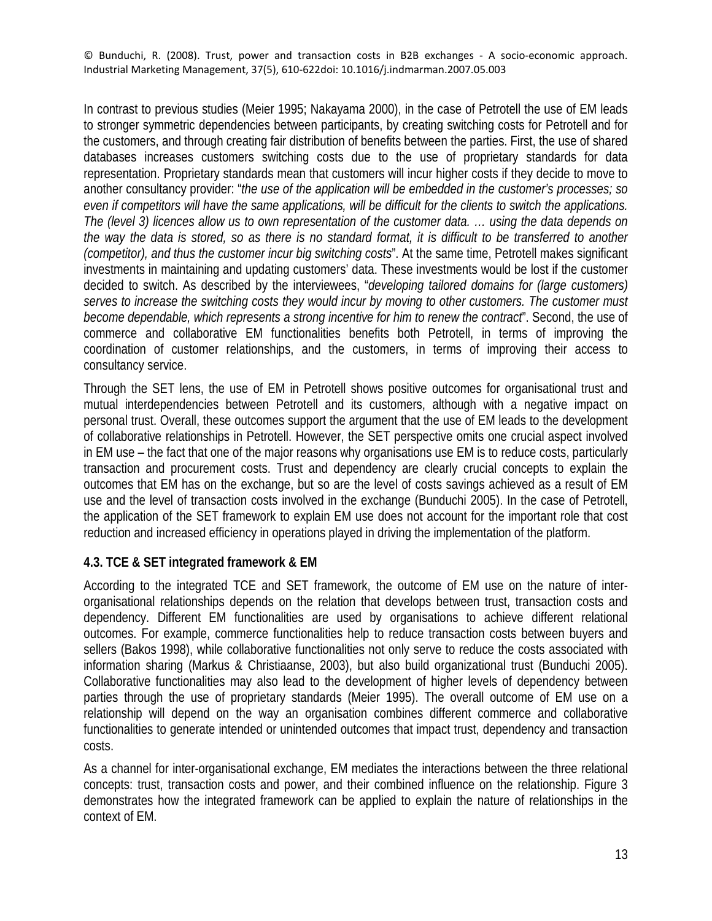In contrast to previous studies (Meier 1995; Nakayama 2000), in the case of Petrotell the use of EM leads to stronger symmetric dependencies between participants, by creating switching costs for Petrotell and for the customers, and through creating fair distribution of benefits between the parties. First, the use of shared databases increases customers switching costs due to the use of proprietary standards for data representation. Proprietary standards mean that customers will incur higher costs if they decide to move to another consultancy provider: "*the use of the application will be embedded in the customer's processes; so even if competitors will have the same applications, will be difficult for the clients to switch the applications. The (level 3) licences allow us to own representation of the customer data. … using the data depends on the way the data is stored, so as there is no standard format, it is difficult to be transferred to another (competitor), and thus the customer incur big switching costs*". At the same time, Petrotell makes significant investments in maintaining and updating customers' data. These investments would be lost if the customer decided to switch. As described by the interviewees, "*developing tailored domains for (large customers) serves to increase the switching costs they would incur by moving to other customers. The customer must become dependable, which represents a strong incentive for him to renew the contract*". Second, the use of commerce and collaborative EM functionalities benefits both Petrotell, in terms of improving the coordination of customer relationships, and the customers, in terms of improving their access to consultancy service.

Through the SET lens, the use of EM in Petrotell shows positive outcomes for organisational trust and mutual interdependencies between Petrotell and its customers, although with a negative impact on personal trust. Overall, these outcomes support the argument that the use of EM leads to the development of collaborative relationships in Petrotell. However, the SET perspective omits one crucial aspect involved in EM use – the fact that one of the major reasons why organisations use EM is to reduce costs, particularly transaction and procurement costs. Trust and dependency are clearly crucial concepts to explain the outcomes that EM has on the exchange, but so are the level of costs savings achieved as a result of EM use and the level of transaction costs involved in the exchange (Bunduchi 2005). In the case of Petrotell, the application of the SET framework to explain EM use does not account for the important role that cost reduction and increased efficiency in operations played in driving the implementation of the platform.

### 4.3. TCE & SET integrated framework & EM

According to the integrated TCE and SET framework, the outcome of EM use on the nature of inter-organisational relationships depends on the relation that develops between trust, transaction costs and dependency. Different EM functionalities are used by organisations to achieve different relational outcomes. For example, commerce functionalities help to reduce transaction costs between buyers and sellers (Bakos 1998), while collaborative functionalities not only serve to reduce the costs associated with information sharing (Markus & Christiaanse, 2003), but also build organizational trust (Bunduchi 2005). Collaborative functionalities may also lead to the development of higher levels of dependency between parties through the use of proprietary standards (Meier 1995). The overall outcome of EM use on a relationship will depend on the way an organisation combines different commerce and collaborative functionalities to generate intended or unintended outcomes that impact trust, dependency and transaction costs.

As a channel for inter-organisational exchange, EM mediates the interactions between the three relational concepts: trust, transaction costs and power, and their combined influence on the relationship. Figure 3 demonstrates how the integrated framework can be applied to explain the nature of relationships in the context of EM.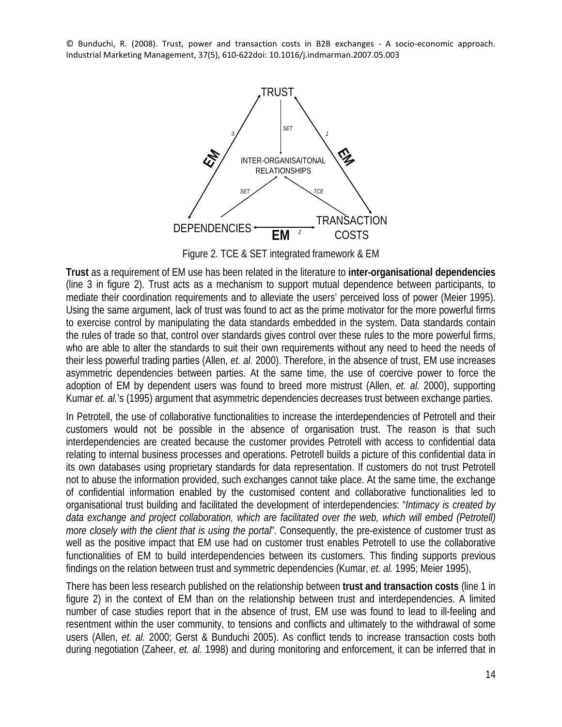© Bunduchi, R. (2008). Trust, power and transaction costs in B2B exchanges - A socio-economic approach. Industrial Marketing Management, 37(5), 610-622doi: 10.1016/j.indmarman.2007.05.003

Figure 2. TCE & SET integrated framework & EM

**Trust** as a requirement of EM use has been related in the literature to **inter-organisational dependencies** (line 3 in figure 2). Trust acts as a mechanism to support mutual dependence between participants, to mediate their coordination requirements and to alleviate the users' perceived loss of power (Meier 1995). Using the same argument, lack of trust was found to act as the prime motivator for the more powerful firms to exercise control by manipulating the data standards embedded in the system. Data standards contain the rules of trade so that, control over standards gives control over these rules to the more powerful firms, who are able to alter the standards to suit their own requirements without any need to heed the needs of their less powerful trading parties (Allen, *et. al.* 2000). Therefore, in the absence of trust, EM use increases asymmetric dependencies between parties. At the same time, the use of coercive power to force the adoption of EM by dependent users was found to breed more mistrust (Allen, *et. al.* 2000), supporting Kumar *et. al.*'s (1995) argument that asymmetric dependencies decreases trust between exchange parties.

In Petrotell, the use of collaborative functionalities to increase the interdependencies of Petrotell and their customers would not be possible in the absence of organisation trust. The reason is that such interdependencies are created because the customer provides Petrotell with access to confidential data relating to internal business processes and operations. Petrotell builds a picture of this confidential data in its own databases using proprietary standards for data representation. If customers do not trust Petrotell not to abuse the information provided, such exchanges cannot take place. At the same time, the exchange of confidential information enabled by the customised content and collaborative functionalities led to organisational trust building and facilitated the development of interdependencies: "*Intimacy is created by data exchange and project collaboration, which are facilitated over the web, which will embed (Petrotell) more closely with the client that is using the portal*". Consequently, the pre-existence of customer trust as well as the positive impact that EM use had on customer trust enables Petrotell to use the collaborative functionalities of EM to build interdependencies between its customers. This finding supports previous findings on the relation between trust and symmetric dependencies (Kumar, *et. al.* 1995; Meier 1995),

There has been less research published on the relationship between **trust and transaction costs** (line 1 in figure 2) in the context of EM than on the relationship between trust and interdependencies. A limited number of case studies report that in the absence of trust, EM use was found to lead to ill-feeling and resentment within the user community, to tensions and conflicts and ultimately to the withdrawal of some users (Allen, *et. al.* 2000; Gerst & Bunduchi 2005). As conflict tends to increase transaction costs both during negotiation (Zaheer, *et. al.* 1998) and during monitoring and enforcement, it can be inferred that in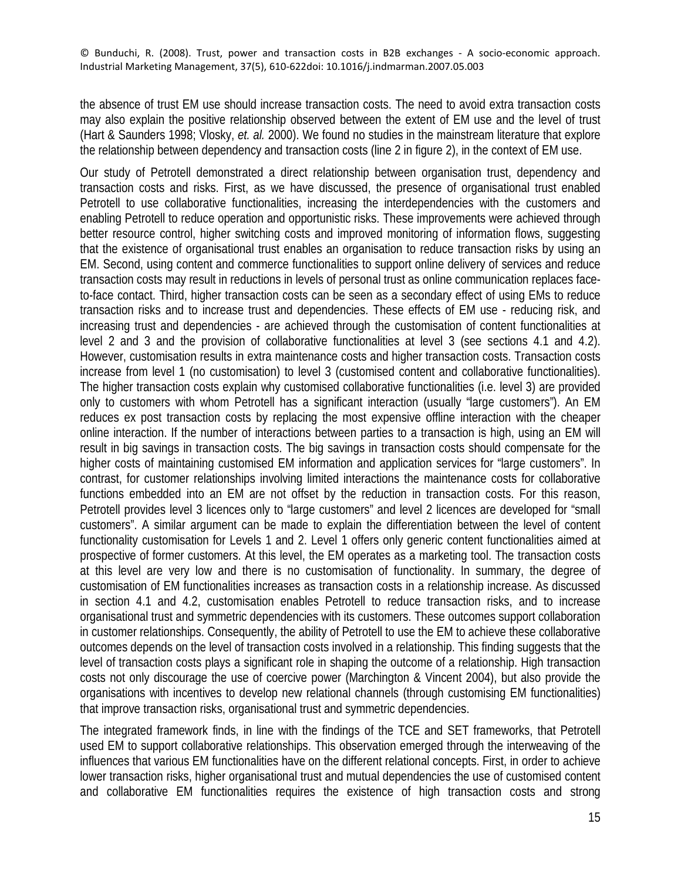the absence of trust EM use should increase transaction costs. The need to avoid extra transaction costs may also explain the positive relationship observed between the extent of EM use and the level of trust (Hart & Saunders 1998; Vlosky, *et. al.* 2000). We found no studies in the mainstream literature that explore the relationship between dependency and transaction costs (line 2 in figure 2), in the context of EM use.

Our study of Petrotell demonstrated a direct relationship between organisation trust, dependency and transaction costs and risks. First, as we have discussed, the presence of organisational trust enabled Petrotell to use collaborative functionalities, increasing the interdependencies with the customers and enabling Petrotell to reduce operation and opportunistic risks. These improvements were achieved through better resource control, higher switching costs and improved monitoring of information flows, suggesting that the existence of organisational trust enables an organisation to reduce transaction risks by using an EM. Second, using content and commerce functionalities to support online delivery of services and reduce transaction costs may result in reductions in levels of personal trust as online communication replaces face-to-face contact. Third, higher transaction costs can be seen as a secondary effect of using EMs to reduce transaction risks and to increase trust and dependencies. These effects of EM use - reducing risk, and increasing trust and dependencies - are achieved through the customisation of content functionalities at level 2 and 3 and the provision of collaborative functionalities at level 3 (see sections 4.1 and 4.2). However, customisation results in extra maintenance costs and higher transaction costs. Transaction costs increase from level 1 (no customisation) to level 3 (customised content and collaborative functionalities). The higher transaction costs explain why customised collaborative functionalities (i.e. level 3) are provided only to customers with whom Petrotell has a significant interaction (usually "large customers"). An EM reduces ex post transaction costs by replacing the most expensive offline interaction with the cheaper online interaction. If the number of interactions between parties to a transaction is high, using an EM will result in big savings in transaction costs. The big savings in transaction costs should compensate for the higher costs of maintaining customised EM information and application services for "large customers". In contrast, for customer relationships involving limited interactions the maintenance costs for collaborative functions embedded into an EM are not offset by the reduction in transaction costs. For this reason, Petrotell provides level 3 licences only to "large customers" and level 2 licences are developed for "small customers". A similar argument can be made to explain the differentiation between the level of content functionality customisation for Levels 1 and 2. Level 1 offers only generic content functionalities aimed at prospective of former customers. At this level, the EM operates as a marketing tool. The transaction costs at this level are very low and there is no customisation of functionality. In summary, the degree of customisation of EM functionalities increases as transaction costs in a relationship increase. As discussed in section 4.1 and 4.2, customisation enables Petrotell to reduce transaction risks, and to increase organisational trust and symmetric dependencies with its customers. These outcomes support collaboration in customer relationships. Consequently, the ability of Petrotell to use the EM to achieve these collaborative outcomes depends on the level of transaction costs involved in a relationship. This finding suggests that the level of transaction costs plays a significant role in shaping the outcome of a relationship. High transaction costs not only discourage the use of coercive power (Marchington & Vincent 2004), but also provide the organisations with incentives to develop new relational channels (through customising EM functionalities) that improve transaction risks, organisational trust and symmetric dependencies.

The integrated framework finds, in line with the findings of the TCE and SET frameworks, that Petrotell used EM to support collaborative relationships. This observation emerged through the interweaving of the influences that various EM functionalities have on the different relational concepts. First, in order to achieve lower transaction risks, higher organisational trust and mutual dependencies the use of customised content and collaborative EM functionalities requires the existence of high transaction costs and strong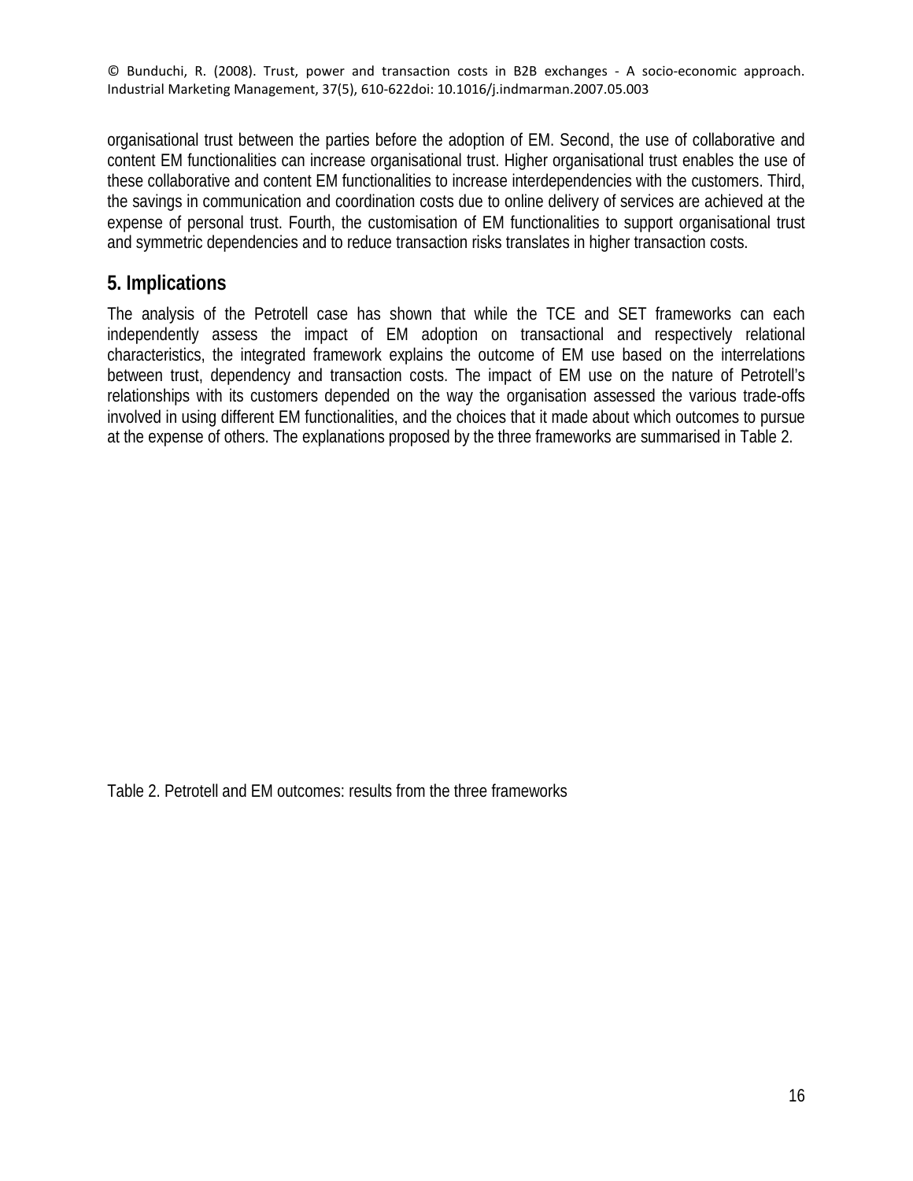organisational trust between the parties before the adoption of EM. Second, the use of collaborative and content EM functionalities can increase organisational trust. Higher organisational trust enables the use of these collaborative and content EM functionalities to increase interdependencies with the customers. Third, the savings in communication and coordination costs due to online delivery of services are achieved at the expense of personal trust. Fourth, the customisation of EM functionalities to support organisational trust and symmetric dependencies and to reduce transaction risks translates in higher transaction costs.

## 5. Implications

The analysis of the Petrotell case has shown that while the TCE and SET frameworks can each independently assess the impact of EM adoption on transactional and respectively relational characteristics, the integrated framework explains the outcome of EM use based on the interrelations between trust, dependency and transaction costs. The impact of EM use on the nature of Petrotell's relationships with its customers depended on the way the organisation assessed the various trade-offs involved in using different EM functionalities, and the choices that it made about which outcomes to pursue at the expense of others. The explanations proposed by the three frameworks are summarised in Table 2.

Table 2. Petrotell and EM outcomes: results from the three frameworks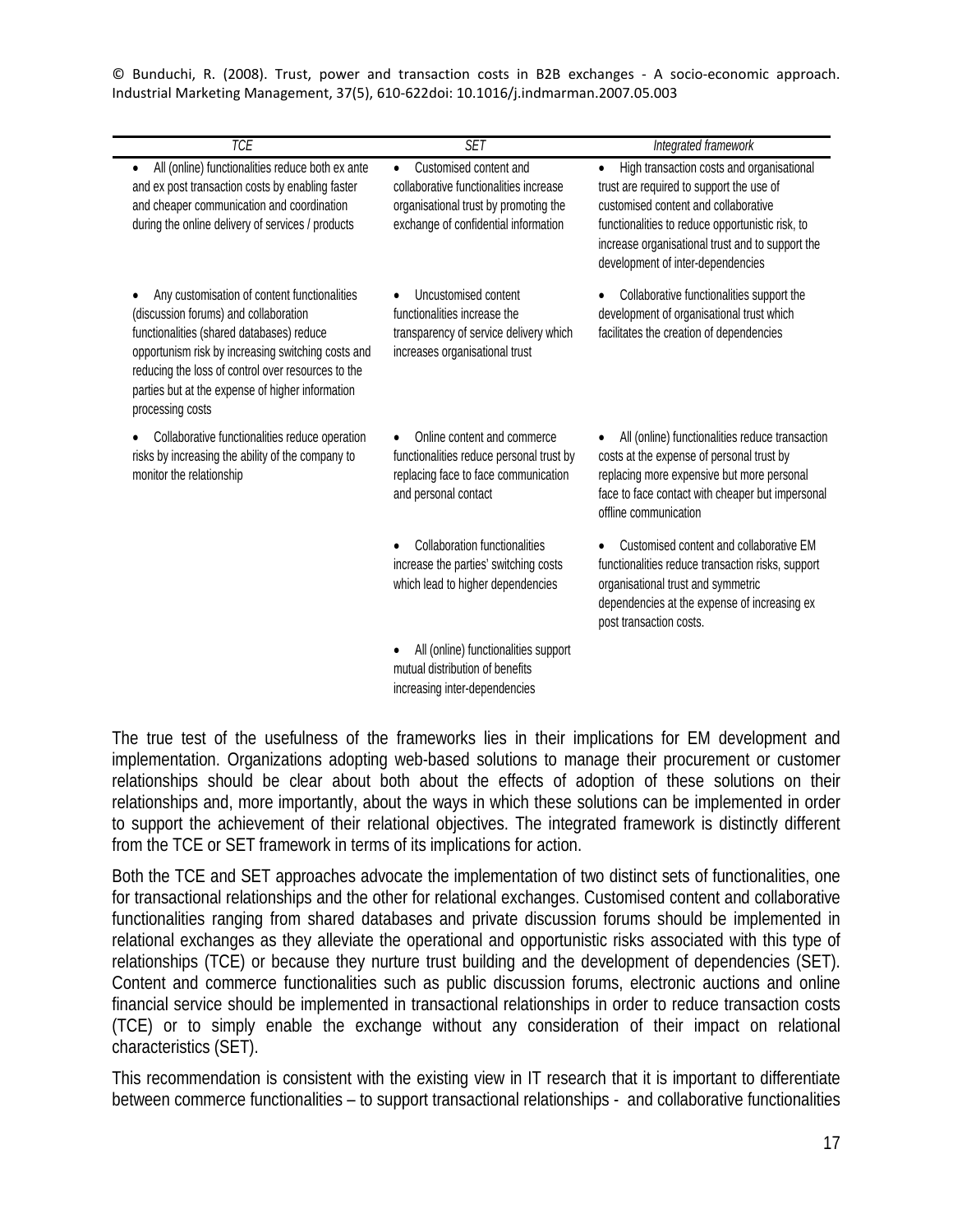| *TCE* | *SET* | *Integrated framework* |
|---|---|---|
| • All (online) functionalities reduce both ex ante and ex post transaction costs by enabling faster and cheaper communication and coordination during the online delivery of services / products | • Customised content and collaborative functionalities increase organisational trust by promoting the exchange of confidential information | • High transaction costs and organisational trust are required to support the use of customised content and collaborative functionalities to reduce opportunistic risk, to increase organisational trust and to support the development of inter-dependencies |
| • Any customisation of content functionalities (discussion forums) and collaboration functionalities (shared databases) reduce opportunism risk by increasing switching costs and reducing the loss of control over resources to the parties but at the expense of higher information processing costs | • Uncustomised content functionalities increase the transparency of service delivery which increases organisational trust | • Collaborative functionalities support the development of organisational trust which facilitates the creation of dependencies |
| • Collaborative functionalities reduce operation risks by increasing the ability of the company to monitor the relationship | • Online content and commerce functionalities reduce personal trust by replacing face to face communication and personal contact | • All (online) functionalities reduce transaction costs at the expense of personal trust by replacing more expensive but more personal face to face contact with cheaper but impersonal offline communication |
| | • Collaboration functionalities increase the parties' switching costs which lead to higher dependencies | • Customised content and collaborative EM functionalities reduce transaction risks, support organisational trust and symmetric dependencies at the expense of increasing ex post transaction costs. |
| | • All (online) functionalities support mutual distribution of benefits increasing inter-dependencies | |

The true test of the usefulness of the frameworks lies in their implications for EM development and implementation. Organizations adopting web-based solutions to manage their procurement or customer relationships should be clear about both about the effects of adoption of these solutions on their relationships and, more importantly, about the ways in which these solutions can be implemented in order to support the achievement of their relational objectives. The integrated framework is distinctly different from the TCE or SET framework in terms of its implications for action.

Both the TCE and SET approaches advocate the implementation of two distinct sets of functionalities, one for transactional relationships and the other for relational exchanges. Customised content and collaborative functionalities ranging from shared databases and private discussion forums should be implemented in relational exchanges as they alleviate the operational and opportunistic risks associated with this type of relationships (TCE) or because they nurture trust building and the development of dependencies (SET). Content and commerce functionalities such as public discussion forums, electronic auctions and online financial service should be implemented in transactional relationships in order to reduce transaction costs (TCE) or to simply enable the exchange without any consideration of their impact on relational characteristics (SET).

This recommendation is consistent with the existing view in IT research that it is important to differentiate between commerce functionalities – to support transactional relationships - and collaborative functionalities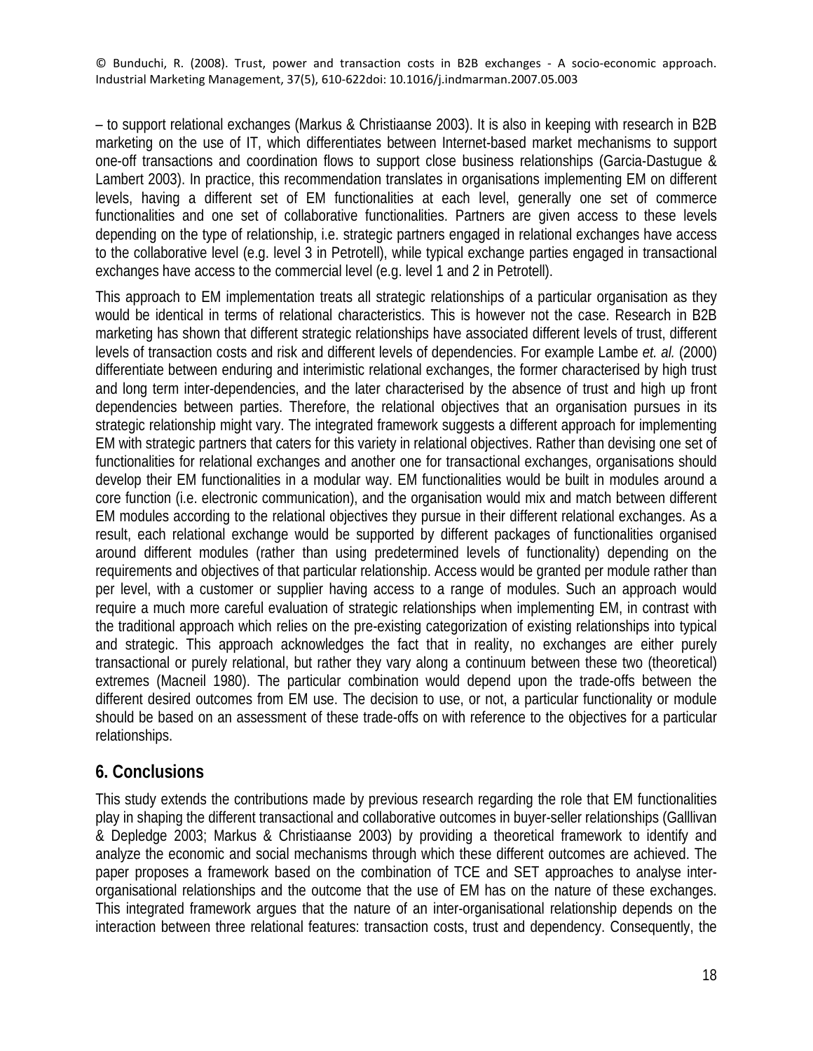– to support relational exchanges (Markus & Christiaanse 2003). It is also in keeping with research in B2B marketing on the use of IT, which differentiates between Internet-based market mechanisms to support one-off transactions and coordination flows to support close business relationships (Garcia-Dastugue & Lambert 2003). In practice, this recommendation translates in organisations implementing EM on different levels, having a different set of EM functionalities at each level, generally one set of commerce functionalities and one set of collaborative functionalities. Partners are given access to these levels depending on the type of relationship, i.e. strategic partners engaged in relational exchanges have access to the collaborative level (e.g. level 3 in Petrotell), while typical exchange parties engaged in transactional exchanges have access to the commercial level (e.g. level 1 and 2 in Petrotell).

This approach to EM implementation treats all strategic relationships of a particular organisation as they would be identical in terms of relational characteristics. This is however not the case. Research in B2B marketing has shown that different strategic relationships have associated different levels of trust, different levels of transaction costs and risk and different levels of dependencies. For example Lambe *et. al.* (2000) differentiate between enduring and interimistic relational exchanges, the former characterised by high trust and long term inter-dependencies, and the later characterised by the absence of trust and high up front dependencies between parties. Therefore, the relational objectives that an organisation pursues in its strategic relationship might vary. The integrated framework suggests a different approach for implementing EM with strategic partners that caters for this variety in relational objectives. Rather than devising one set of functionalities for relational exchanges and another one for transactional exchanges, organisations should develop their EM functionalities in a modular way. EM functionalities would be built in modules around a core function (i.e. electronic communication), and the organisation would mix and match between different EM modules according to the relational objectives they pursue in their different relational exchanges. As a result, each relational exchange would be supported by different packages of functionalities organised around different modules (rather than using predetermined levels of functionality) depending on the requirements and objectives of that particular relationship. Access would be granted per module rather than per level, with a customer or supplier having access to a range of modules. Such an approach would require a much more careful evaluation of strategic relationships when implementing EM, in contrast with the traditional approach which relies on the pre-existing categorization of existing relationships into typical and strategic. This approach acknowledges the fact that in reality, no exchanges are either purely transactional or purely relational, but rather they vary along a continuum between these two (theoretical) extremes (Macneil 1980). The particular combination would depend upon the trade-offs between the different desired outcomes from EM use. The decision to use, or not, a particular functionality or module should be based on an assessment of these trade-offs on with reference to the objectives for a particular relationships.

## 6. Conclusions

This study extends the contributions made by previous research regarding the role that EM functionalities play in shaping the different transactional and collaborative outcomes in buyer-seller relationships (Galllivan & Depledge 2003; Markus & Christiaanse 2003) by providing a theoretical framework to identify and analyze the economic and social mechanisms through which these different outcomes are achieved. The paper proposes a framework based on the combination of TCE and SET approaches to analyse inter-organisational relationships and the outcome that the use of EM has on the nature of these exchanges. This integrated framework argues that the nature of an inter-organisational relationship depends on the interaction between three relational features: transaction costs, trust and dependency. Consequently, the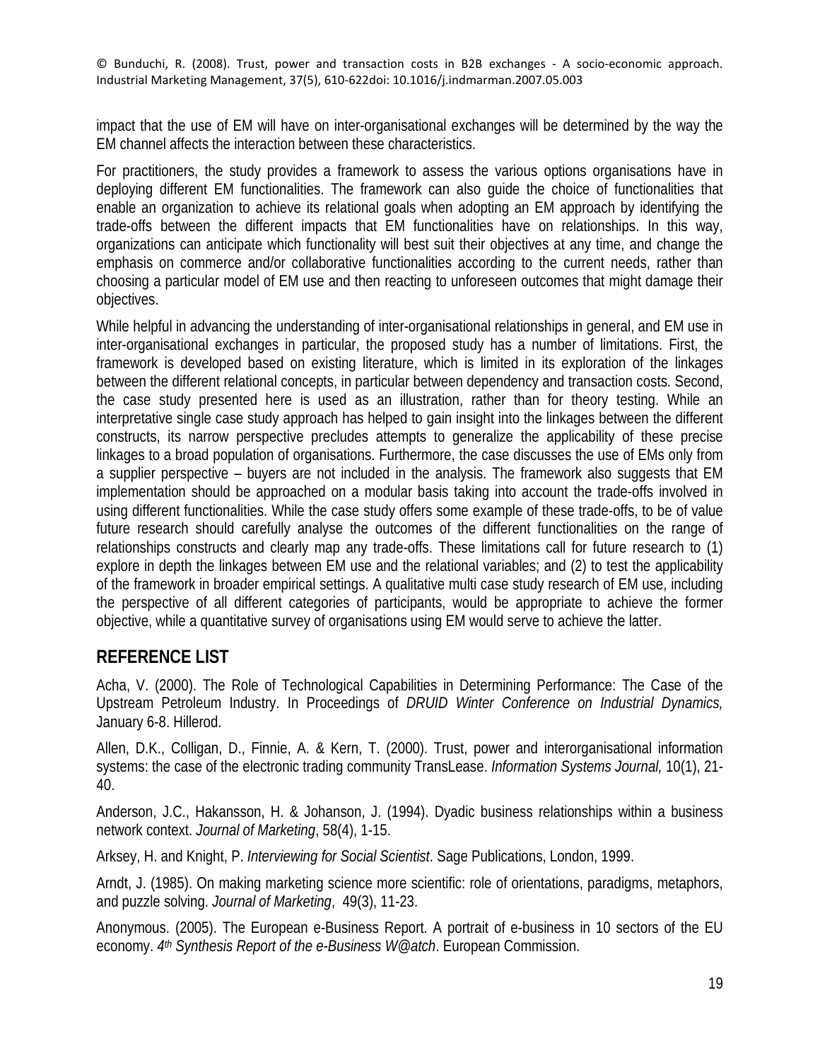impact that the use of EM will have on inter-organisational exchanges will be determined by the way the EM channel affects the interaction between these characteristics.

For practitioners, the study provides a framework to assess the various options organisations have in deploying different EM functionalities. The framework can also guide the choice of functionalities that enable an organization to achieve its relational goals when adopting an EM approach by identifying the trade-offs between the different impacts that EM functionalities have on relationships. In this way, organizations can anticipate which functionality will best suit their objectives at any time, and change the emphasis on commerce and/or collaborative functionalities according to the current needs, rather than choosing a particular model of EM use and then reacting to unforeseen outcomes that might damage their objectives.

While helpful in advancing the understanding of inter-organisational relationships in general, and EM use in inter-organisational exchanges in particular, the proposed study has a number of limitations. First, the framework is developed based on existing literature, which is limited in its exploration of the linkages between the different relational concepts, in particular between dependency and transaction costs. Second, the case study presented here is used as an illustration, rather than for theory testing. While an interpretative single case study approach has helped to gain insight into the linkages between the different constructs, its narrow perspective precludes attempts to generalize the applicability of these precise linkages to a broad population of organisations. Furthermore, the case discusses the use of EMs only from a supplier perspective – buyers are not included in the analysis. The framework also suggests that EM implementation should be approached on a modular basis taking into account the trade-offs involved in using different functionalities. While the case study offers some example of these trade-offs, to be of value future research should carefully analyse the outcomes of the different functionalities on the range of relationships constructs and clearly map any trade-offs. These limitations call for future research to (1) explore in depth the linkages between EM use and the relational variables; and (2) to test the applicability of the framework in broader empirical settings. A qualitative multi case study research of EM use, including the perspective of all different categories of participants, would be appropriate to achieve the former objective, while a quantitative survey of organisations using EM would serve to achieve the latter.

## REFERENCE LIST

Acha, V. (2000). The Role of Technological Capabilities in Determining Performance: The Case of the Upstream Petroleum Industry. In Proceedings of *DRUID Winter Conference on Industrial Dynamics,* January 6-8. Hillerod.

Allen, D.K., Colligan, D., Finnie, A. & Kern, T. (2000). Trust, power and interorganisational information systems: the case of the electronic trading community TransLease. *Information Systems Journal,* 10(1), 21-40.

Anderson, J.C., Hakansson, H. & Johanson, J. (1994). Dyadic business relationships within a business network context. *Journal of Marketing*, 58(4), 1-15.

Arksey, H. and Knight, P. *Interviewing for Social Scientist*. Sage Publications, London, 1999.

Arndt, J. (1985). On making marketing science more scientific: role of orientations, paradigms, metaphors, and puzzle solving. *Journal of Marketing*, 49(3), 11-23.

Anonymous. (2005). The European e-Business Report. A portrait of e-business in 10 sectors of the EU economy. *4th Synthesis Report of the e-Business W@atch*. European Commission.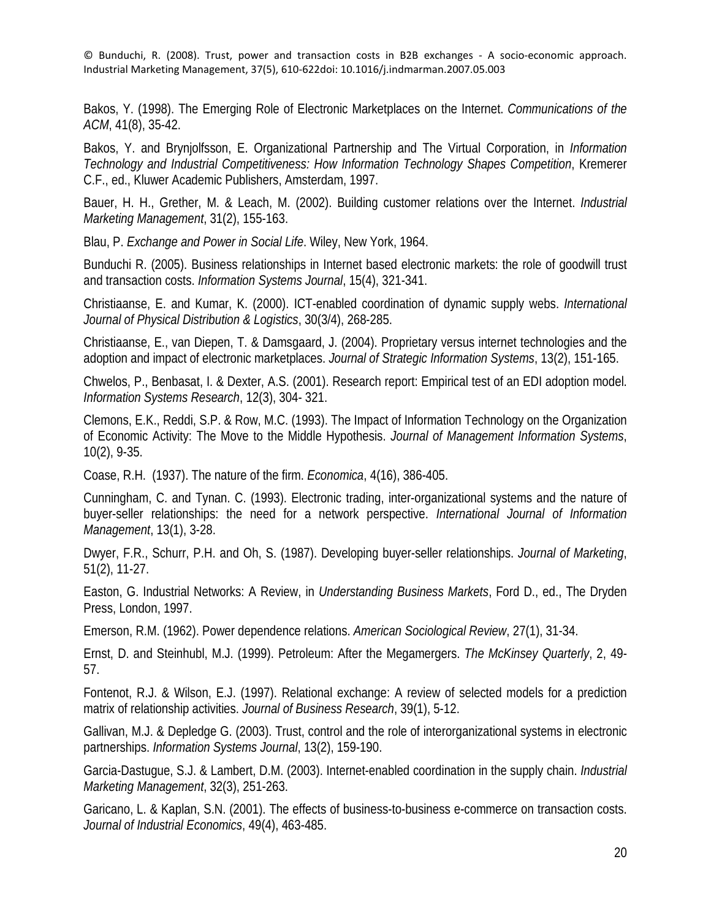Bakos, Y. (1998). The Emerging Role of Electronic Marketplaces on the Internet. *Communications of the ACM*, 41(8), 35-42.

Bakos, Y. and Brynjolfsson, E. Organizational Partnership and The Virtual Corporation, in *Information Technology and Industrial Competitiveness: How Information Technology Shapes Competition*, Kremerer C.F., ed., Kluwer Academic Publishers, Amsterdam, 1997.

Bauer, H. H., Grether, M. & Leach, M. (2002). Building customer relations over the Internet. *Industrial Marketing Management*, 31(2), 155-163.

Blau, P. *Exchange and Power in Social Life*. Wiley, New York, 1964.

Bunduchi R. (2005). Business relationships in Internet based electronic markets: the role of goodwill trust and transaction costs. *Information Systems Journal*, 15(4), 321-341.

Christiaanse, E. and Kumar, K. (2000). ICT-enabled coordination of dynamic supply webs. *International Journal of Physical Distribution & Logistics*, 30(3/4), 268-285.

Christiaanse, E., van Diepen, T. & Damsgaard, J. (2004). Proprietary versus internet technologies and the adoption and impact of electronic marketplaces. *Journal of Strategic Information Systems*, 13(2), 151-165.

Chwelos, P., Benbasat, I. & Dexter, A.S. (2001). Research report: Empirical test of an EDI adoption model. *Information Systems Research*, 12(3), 304- 321.

Clemons, E.K., Reddi, S.P. & Row, M.C. (1993). The Impact of Information Technology on the Organization of Economic Activity: The Move to the Middle Hypothesis. *Journal of Management Information Systems*, 10(2), 9-35.

Coase, R.H. (1937). The nature of the firm. *Economica*, 4(16), 386-405.

Cunningham, C. and Tynan. C. (1993). Electronic trading, inter-organizational systems and the nature of buyer-seller relationships: the need for a network perspective. *International Journal of Information Management*, 13(1), 3-28.

Dwyer, F.R., Schurr, P.H. and Oh, S. (1987). Developing buyer-seller relationships. *Journal of Marketing*, 51(2), 11-27.

Easton, G. Industrial Networks: A Review, in *Understanding Business Markets*, Ford D., ed., The Dryden Press, London, 1997.

Emerson, R.M. (1962). Power dependence relations. *American Sociological Review*, 27(1), 31-34.

Ernst, D. and Steinhubl, M.J. (1999). Petroleum: After the Megamergers. *The McKinsey Quarterly*, 2, 49-57.

Fontenot, R.J. & Wilson, E.J. (1997). Relational exchange: A review of selected models for a prediction matrix of relationship activities. *Journal of Business Research*, 39(1), 5-12.

Gallivan, M.J. & Depledge G. (2003). Trust, control and the role of interorganizational systems in electronic partnerships. *Information Systems Journal*, 13(2), 159-190.

Garcia-Dastugue, S.J. & Lambert, D.M. (2003). Internet-enabled coordination in the supply chain. *Industrial Marketing Management*, 32(3), 251-263.

Garicano, L. & Kaplan, S.N. (2001). The effects of business-to-business e-commerce on transaction costs. *Journal of Industrial Economics*, 49(4), 463-485.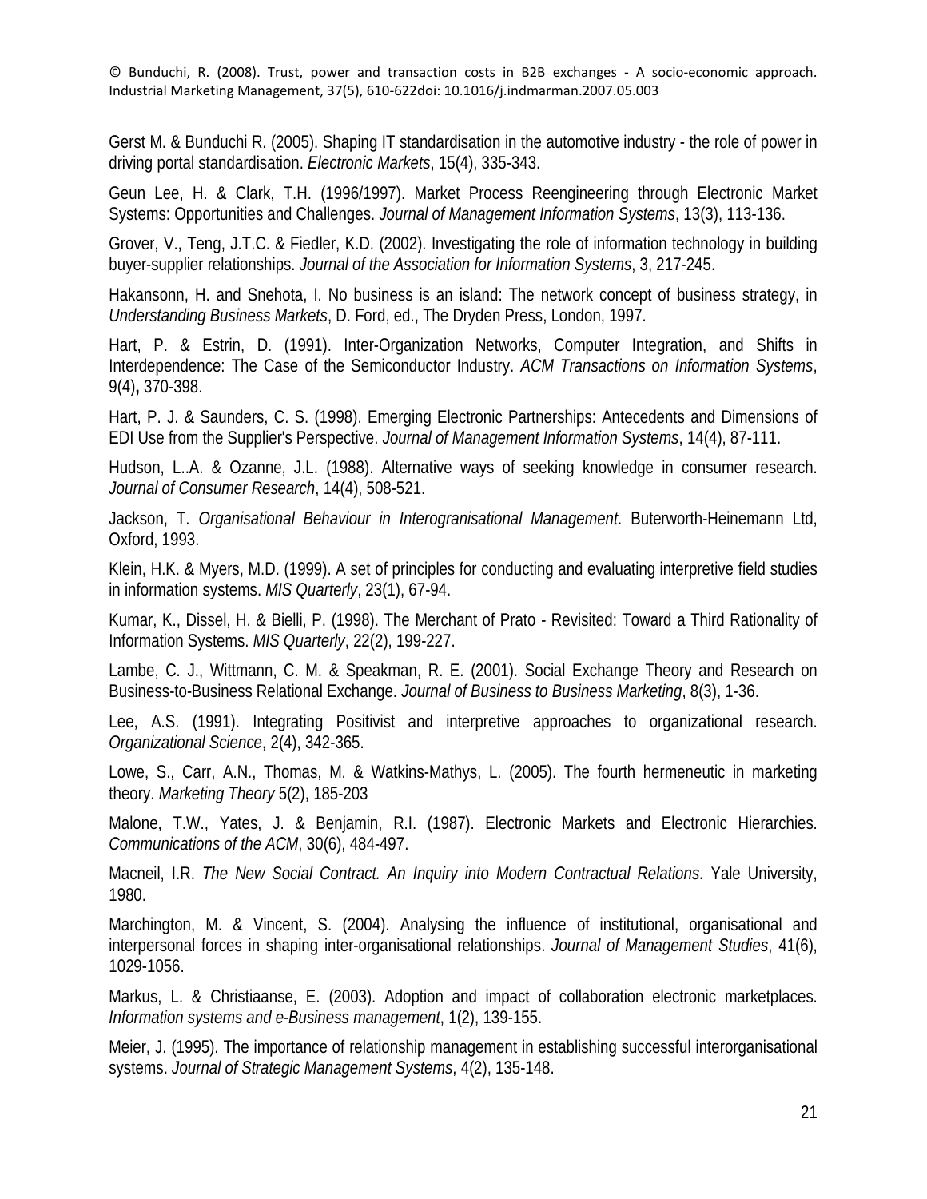Gerst M. & Bunduchi R. (2005). Shaping IT standardisation in the automotive industry - the role of power in driving portal standardisation. *Electronic Markets*, 15(4), 335-343.

Geun Lee, H. & Clark, T.H. (1996/1997). Market Process Reengineering through Electronic Market Systems: Opportunities and Challenges. *Journal of Management Information Systems*, 13(3), 113-136.

Grover, V., Teng, J.T.C. & Fiedler, K.D. (2002). Investigating the role of information technology in building buyer-supplier relationships. *Journal of the Association for Information Systems*, 3, 217-245.

Hakansonn, H. and Snehota, I. No business is an island: The network concept of business strategy, in *Understanding Business Markets*, D. Ford, ed., The Dryden Press, London, 1997.

Hart, P. & Estrin, D. (1991). Inter-Organization Networks, Computer Integration, and Shifts in Interdependence: The Case of the Semiconductor Industry. *ACM Transactions on Information Systems*, 9(4), 370-398.

Hart, P. J. & Saunders, C. S. (1998). Emerging Electronic Partnerships: Antecedents and Dimensions of EDI Use from the Supplier's Perspective. *Journal of Management Information Systems*, 14(4), 87-111.

Hudson, L..A. & Ozanne, J.L. (1988). Alternative ways of seeking knowledge in consumer research. *Journal of Consumer Research*, 14(4), 508-521.

Jackson, T. *Organisational Behaviour in Interogranisational Management*. Buterworth-Heinemann Ltd, Oxford, 1993.

Klein, H.K. & Myers, M.D. (1999). A set of principles for conducting and evaluating interpretive field studies in information systems. *MIS Quarterly*, 23(1), 67-94.

Kumar, K., Dissel, H. & Bielli, P. (1998). The Merchant of Prato - Revisited: Toward a Third Rationality of Information Systems. *MIS Quarterly*, 22(2), 199-227.

Lambe, C. J., Wittmann, C. M. & Speakman, R. E. (2001). Social Exchange Theory and Research on Business-to-Business Relational Exchange. *Journal of Business to Business Marketing*, 8(3), 1-36.

Lee, A.S. (1991). Integrating Positivist and interpretive approaches to organizational research. *Organizational Science*, 2(4), 342-365.

Lowe, S., Carr, A.N., Thomas, M. & Watkins-Mathys, L. (2005). The fourth hermeneutic in marketing theory. *Marketing Theory* 5(2), 185-203

Malone, T.W., Yates, J. & Benjamin, R.I. (1987). Electronic Markets and Electronic Hierarchies. *Communications of the ACM*, 30(6), 484-497.

Macneil, I.R. *The New Social Contract. An Inquiry into Modern Contractual Relations*. Yale University, 1980.

Marchington, M. & Vincent, S. (2004). Analysing the influence of institutional, organisational and interpersonal forces in shaping inter-organisational relationships. *Journal of Management Studies*, 41(6), 1029-1056.

Markus, L. & Christiaanse, E. (2003). Adoption and impact of collaboration electronic marketplaces. *Information systems and e-Business management*, 1(2), 139-155.

Meier, J. (1995). The importance of relationship management in establishing successful interorganisational systems. *Journal of Strategic Management Systems*, 4(2), 135-148.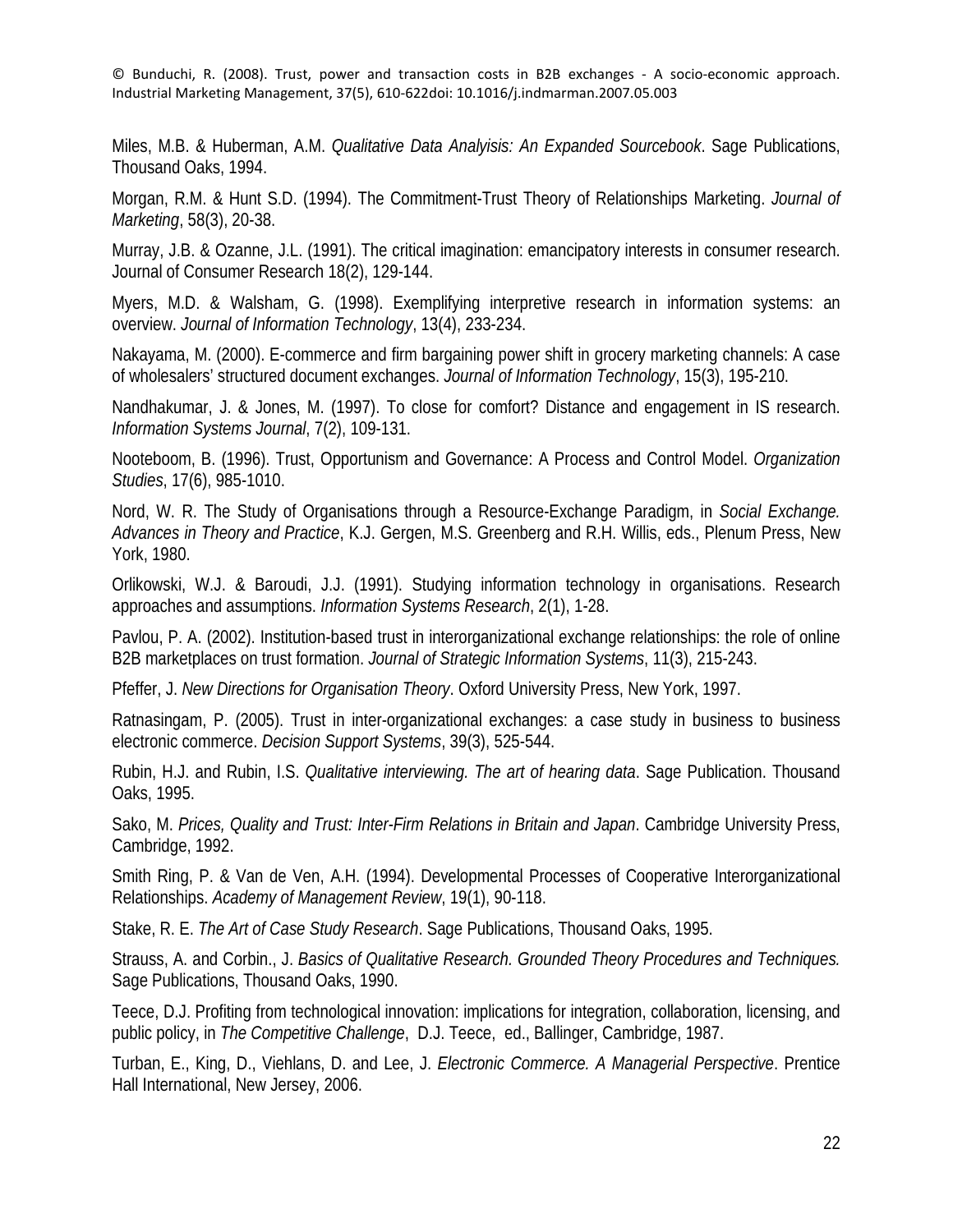Miles, M.B. & Huberman, A.M. *Qualitative Data Analyisis: An Expanded Sourcebook*. Sage Publications, Thousand Oaks, 1994.

Morgan, R.M. & Hunt S.D. (1994). The Commitment-Trust Theory of Relationships Marketing. *Journal of Marketing*, 58(3), 20-38.

Murray, J.B. & Ozanne, J.L. (1991). The critical imagination: emancipatory interests in consumer research. Journal of Consumer Research 18(2), 129-144.

Myers, M.D. & Walsham, G. (1998). Exemplifying interpretive research in information systems: an overview. *Journal of Information Technology*, 13(4), 233-234.

Nakayama, M. (2000). E-commerce and firm bargaining power shift in grocery marketing channels: A case of wholesalers' structured document exchanges. *Journal of Information Technology*, 15(3), 195-210.

Nandhakumar, J. & Jones, M. (1997). To close for comfort? Distance and engagement in IS research. *Information Systems Journal*, 7(2), 109-131.

Nooteboom, B. (1996). Trust, Opportunism and Governance: A Process and Control Model. *Organization Studies*, 17(6), 985-1010.

Nord, W. R. The Study of Organisations through a Resource-Exchange Paradigm, in *Social Exchange. Advances in Theory and Practice*, K.J. Gergen, M.S. Greenberg and R.H. Willis, eds., Plenum Press, New York, 1980.

Orlikowski, W.J. & Baroudi, J.J. (1991). Studying information technology in organisations. Research approaches and assumptions. *Information Systems Research*, 2(1), 1-28.

Pavlou, P. A. (2002). Institution-based trust in interorganizational exchange relationships: the role of online B2B marketplaces on trust formation. *Journal of Strategic Information Systems*, 11(3), 215-243.

Pfeffer, J. *New Directions for Organisation Theory*. Oxford University Press, New York, 1997.

Ratnasingam, P. (2005). Trust in inter-organizational exchanges: a case study in business to business electronic commerce. *Decision Support Systems*, 39(3), 525-544.

Rubin, H.J. and Rubin, I.S. *Qualitative interviewing. The art of hearing data*. Sage Publication. Thousand Oaks, 1995.

Sako, M. *Prices, Quality and Trust: Inter-Firm Relations in Britain and Japan*. Cambridge University Press, Cambridge, 1992.

Smith Ring, P. & Van de Ven, A.H. (1994). Developmental Processes of Cooperative Interorganizational Relationships. *Academy of Management Review*, 19(1), 90-118.

Stake, R. E. *The Art of Case Study Research*. Sage Publications, Thousand Oaks, 1995.

Strauss, A. and Corbin., J. *Basics of Qualitative Research. Grounded Theory Procedures and Techniques.* Sage Publications, Thousand Oaks, 1990.

Teece, D.J. Profiting from technological innovation: implications for integration, collaboration, licensing, and public policy, in *The Competitive Challenge*, D.J. Teece, ed., Ballinger, Cambridge, 1987.

Turban, E., King, D., Viehlans, D. and Lee, J. *Electronic Commerce. A Managerial Perspective*. Prentice Hall International, New Jersey, 2006.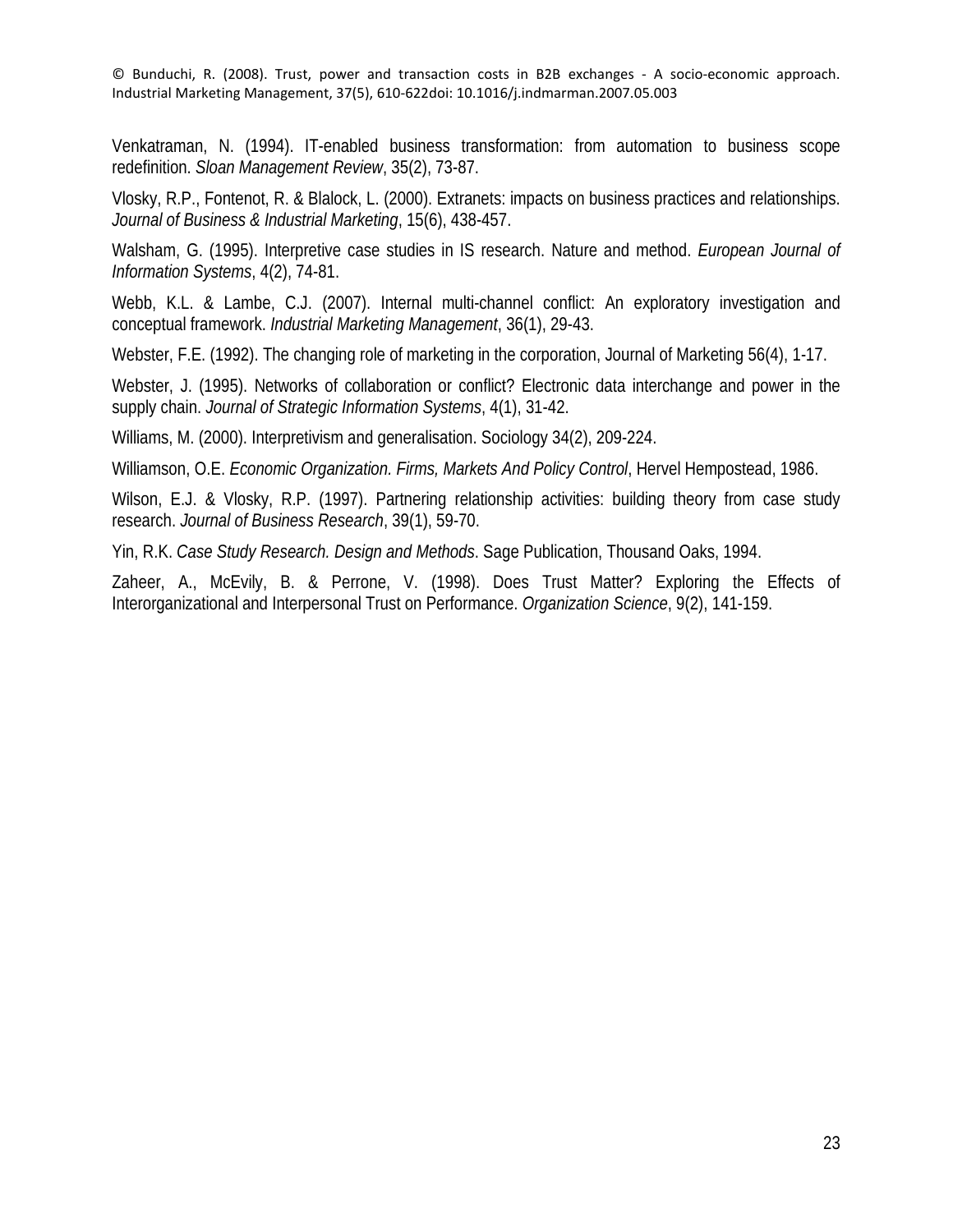Venkatraman, N. (1994). IT-enabled business transformation: from automation to business scope redefinition. *Sloan Management Review*, 35(2), 73-87.

Vlosky, R.P., Fontenot, R. & Blalock, L. (2000). Extranets: impacts on business practices and relationships. *Journal of Business & Industrial Marketing*, 15(6), 438-457.

Walsham, G. (1995). Interpretive case studies in IS research. Nature and method. *European Journal of Information Systems*, 4(2), 74-81.

Webb, K.L. & Lambe, C.J. (2007). Internal multi-channel conflict: An exploratory investigation and conceptual framework. *Industrial Marketing Management*, 36(1), 29-43.

Webster, F.E. (1992). The changing role of marketing in the corporation, Journal of Marketing 56(4), 1-17.

Webster, J. (1995). Networks of collaboration or conflict? Electronic data interchange and power in the supply chain. *Journal of Strategic Information Systems*, 4(1), 31-42.

Williams, M. (2000). Interpretivism and generalisation. Sociology 34(2), 209-224.

Williamson, O.E. *Economic Organization. Firms, Markets And Policy Control*, Hervel Hempostead, 1986.

Wilson, E.J. & Vlosky, R.P. (1997). Partnering relationship activities: building theory from case study research. *Journal of Business Research*, 39(1), 59-70.

Yin, R.K. *Case Study Research. Design and Methods*. Sage Publication, Thousand Oaks, 1994.

Zaheer, A., McEvily, B. & Perrone, V. (1998). Does Trust Matter? Exploring the Effects of Interorganizational and Interpersonal Trust on Performance. *Organization Science*, 9(2), 141-159.